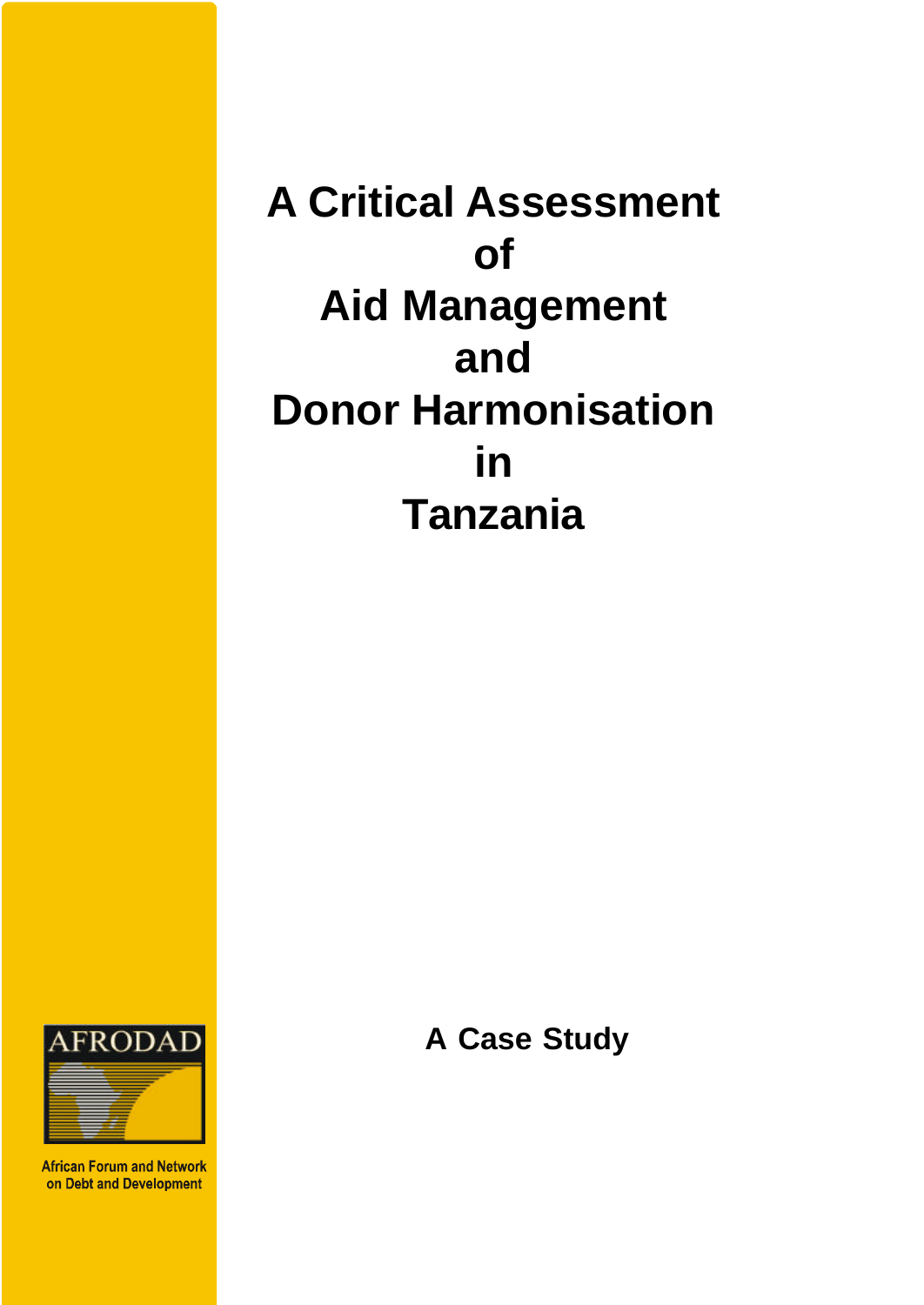# A Critical Assessment of Aid Management and Donor Harmonisation in Tanzania

**A Case Study**

AFRODAD

African Forum and Network on Debt and Development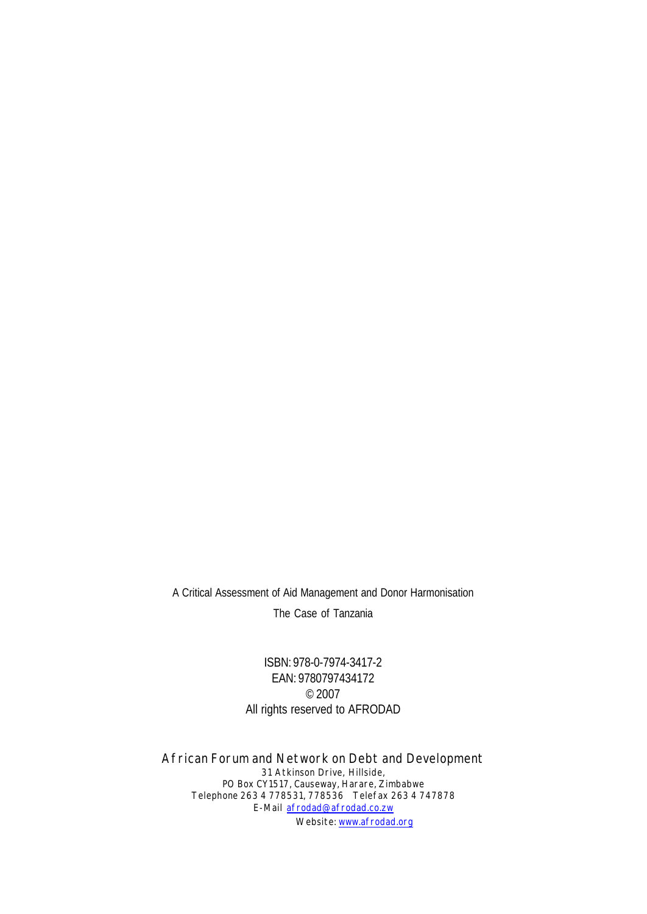A Critical Assessment of Aid Management and Donor Harmonisation

The Case of Tanzania

ISBN: 978-0-7974-3417-2
EAN: 9780797434172
© 2007
All rights reserved to AFRODAD

African Forum and Network on Debt and Development
31 Atkinson Drive, Hillside,
PO Box CY1517, Causeway, Harare, Zimbabwe
Telephone 263 4 778531, 778536 Telefax 263 4 747878
E-Mail afrodad@afrodad.co.zw
Website: www.afrodad.org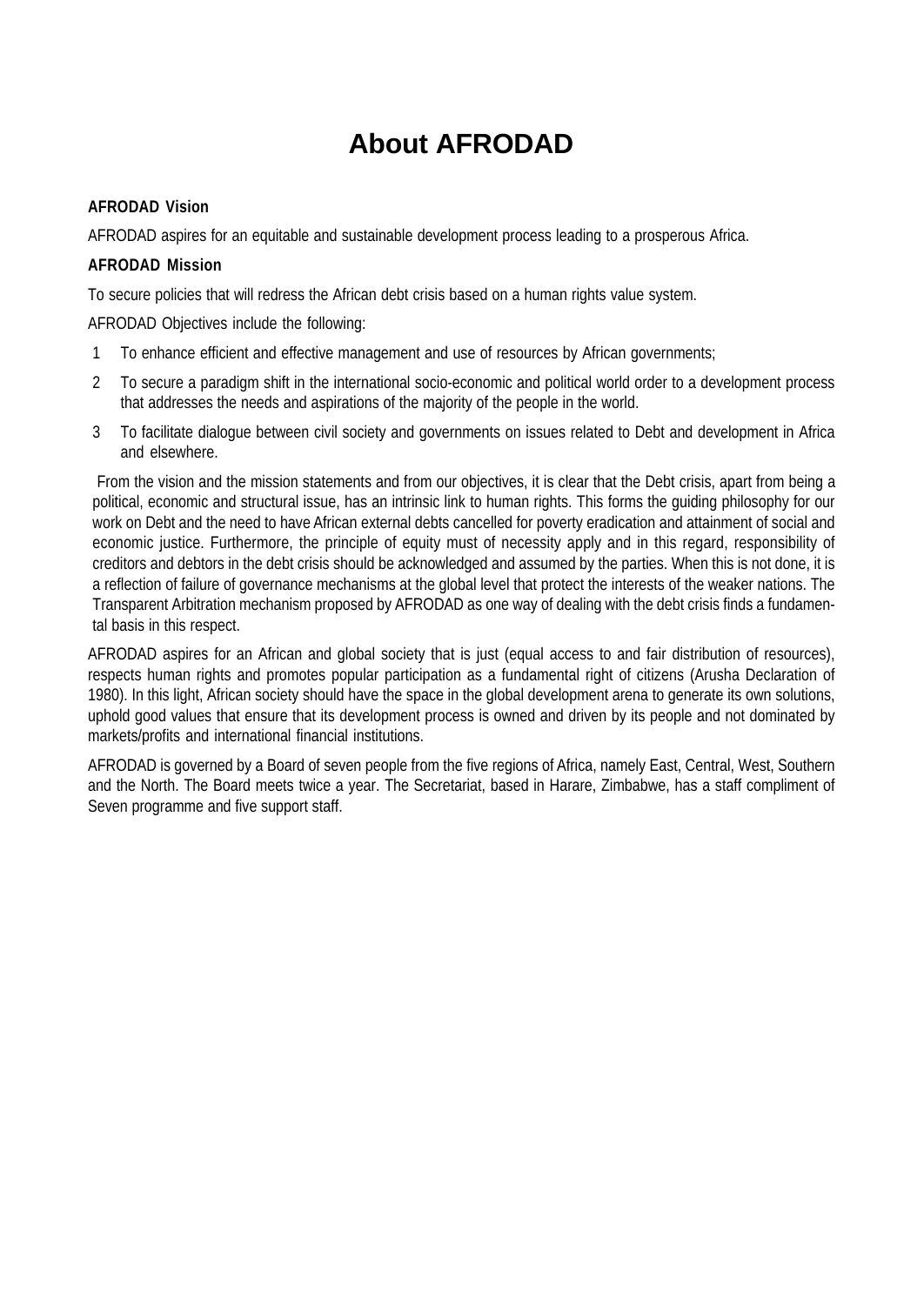# About AFRODAD

**AFRODAD Vision**

AFRODAD aspires for an equitable and sustainable development process leading to a prosperous Africa.

**AFRODAD Mission**

To secure policies that will redress the African debt crisis based on a human rights value system.

AFRODAD Objectives include the following:

1. To enhance efficient and effective management and use of resources by African governments;
2. To secure a paradigm shift in the international socio-economic and political world order to a development process that addresses the needs and aspirations of the majority of the people in the world.
3. To facilitate dialogue between civil society and governments on issues related to Debt and development in Africa and elsewhere.

From the vision and the mission statements and from our objectives, it is clear that the Debt crisis, apart from being a political, economic and structural issue, has an intrinsic link to human rights. This forms the guiding philosophy for our work on Debt and the need to have African external debts cancelled for poverty eradication and attainment of social and economic justice. Furthermore, the principle of equity must of necessity apply and in this regard, responsibility of creditors and debtors in the debt crisis should be acknowledged and assumed by the parties. When this is not done, it is a reflection of failure of governance mechanisms at the global level that protect the interests of the weaker nations. The Transparent Arbitration mechanism proposed by AFRODAD as one way of dealing with the debt crisis finds a fundamental basis in this respect.

AFRODAD aspires for an African and global society that is just (equal access to and fair distribution of resources), respects human rights and promotes popular participation as a fundamental right of citizens (Arusha Declaration of 1980). In this light, African society should have the space in the global development arena to generate its own solutions, uphold good values that ensure that its development process is owned and driven by its people and not dominated by markets/profits and international financial institutions.

AFRODAD is governed by a Board of seven people from the five regions of Africa, namely East, Central, West, Southern and the North. The Board meets twice a year. The Secretariat, based in Harare, Zimbabwe, has a staff compliment of Seven programme and five support staff.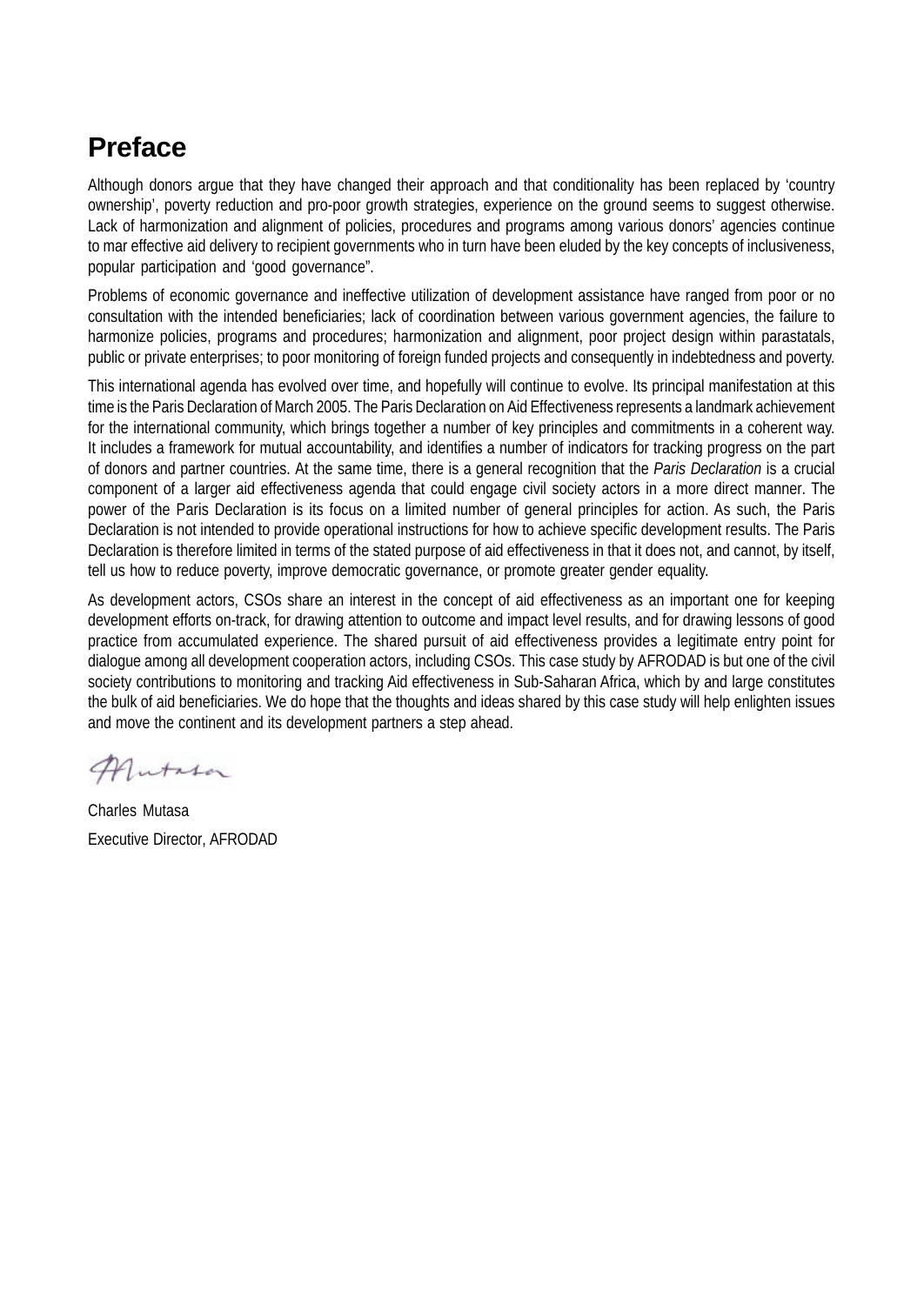# Preface

Although donors argue that they have changed their approach and that conditionality has been replaced by 'country ownership', poverty reduction and pro-poor growth strategies, experience on the ground seems to suggest otherwise. Lack of harmonization and alignment of policies, procedures and programs among various donors' agencies continue to mar effective aid delivery to recipient governments who in turn have been eluded by the key concepts of inclusiveness, popular participation and 'good governance".

Problems of economic governance and ineffective utilization of development assistance have ranged from poor or no consultation with the intended beneficiaries; lack of coordination between various government agencies, the failure to harmonize policies, programs and procedures; harmonization and alignment, poor project design within parastatals, public or private enterprises; to poor monitoring of foreign funded projects and consequently in indebtedness and poverty.

This international agenda has evolved over time, and hopefully will continue to evolve. Its principal manifestation at this time is the Paris Declaration of March 2005. The Paris Declaration on Aid Effectiveness represents a landmark achievement for the international community, which brings together a number of key principles and commitments in a coherent way. It includes a framework for mutual accountability, and identifies a number of indicators for tracking progress on the part of donors and partner countries. At the same time, there is a general recognition that the *Paris Declaration* is a crucial component of a larger aid effectiveness agenda that could engage civil society actors in a more direct manner. The power of the Paris Declaration is its focus on a limited number of general principles for action. As such, the Paris Declaration is not intended to provide operational instructions for how to achieve specific development results. The Paris Declaration is therefore limited in terms of the stated purpose of aid effectiveness in that it does not, and cannot, by itself, tell us how to reduce poverty, improve democratic governance, or promote greater gender equality.

As development actors, CSOs share an interest in the concept of aid effectiveness as an important one for keeping development efforts on-track, for drawing attention to outcome and impact level results, and for drawing lessons of good practice from accumulated experience. The shared pursuit of aid effectiveness provides a legitimate entry point for dialogue among all development cooperation actors, including CSOs. This case study by AFRODAD is but one of the civil society contributions to monitoring and tracking Aid effectiveness in Sub-Saharan Africa, which by and large constitutes the bulk of aid beneficiaries. We do hope that the thoughts and ideas shared by this case study will help enlighten issues and move the continent and its development partners a step ahead.

Charles Mutasa

Executive Director, AFRODAD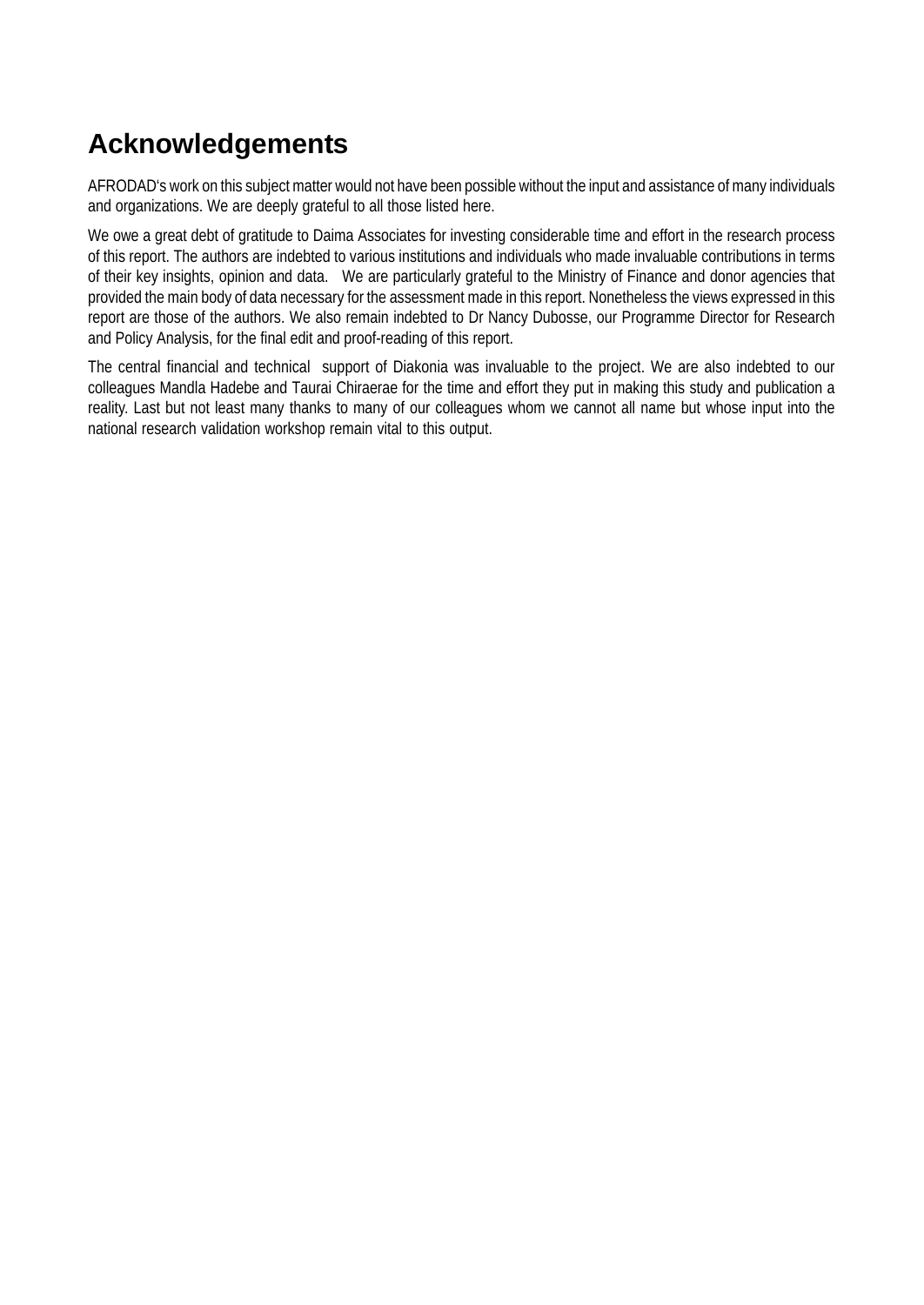# Acknowledgements

AFRODAD's work on this subject matter would not have been possible without the input and assistance of many individuals and organizations. We are deeply grateful to all those listed here.

We owe a great debt of gratitude to Daima Associates for investing considerable time and effort in the research process of this report. The authors are indebted to various institutions and individuals who made invaluable contributions in terms of their key insights, opinion and data. We are particularly grateful to the Ministry of Finance and donor agencies that provided the main body of data necessary for the assessment made in this report. Nonetheless the views expressed in this report are those of the authors. We also remain indebted to Dr Nancy Dubosse, our Programme Director for Research and Policy Analysis, for the final edit and proof-reading of this report.

The central financial and technical support of Diakonia was invaluable to the project. We are also indebted to our colleagues Mandla Hadebe and Taurai Chiraerae for the time and effort they put in making this study and publication a reality. Last but not least many thanks to many of our colleagues whom we cannot all name but whose input into the national research validation workshop remain vital to this output.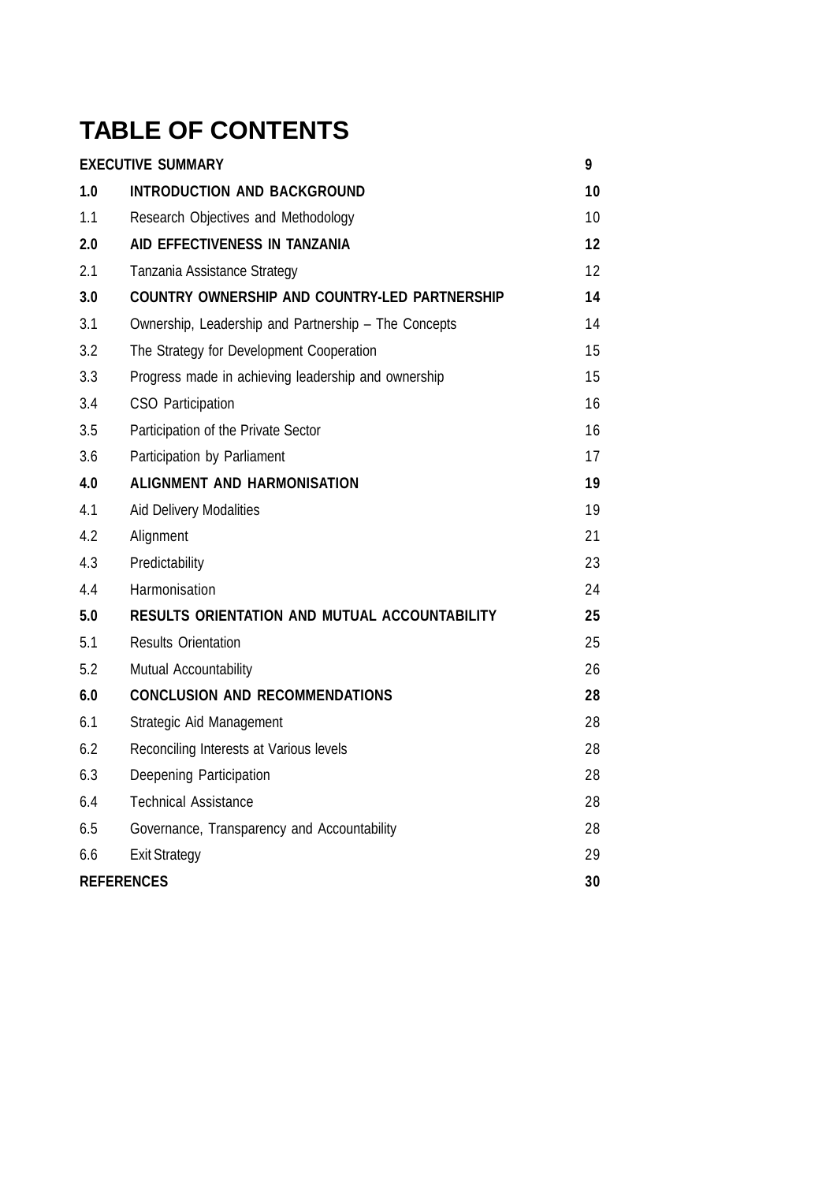# TABLE OF CONTENTS

| | | |
|---|---|---|
| **EXECUTIVE SUMMARY** | | **9** |
| **1.0** | **INTRODUCTION AND BACKGROUND** | **10** |
| 1.1 | Research Objectives and Methodology | 10 |
| **2.0** | **AID EFFECTIVENESS IN TANZANIA** | **12** |
| 2.1 | Tanzania Assistance Strategy | 12 |
| **3.0** | **COUNTRY OWNERSHIP AND COUNTRY-LED PARTNERSHIP** | **14** |
| 3.1 | Ownership, Leadership and Partnership – The Concepts | 14 |
| 3.2 | The Strategy for Development Cooperation | 15 |
| 3.3 | Progress made in achieving leadership and ownership | 15 |
| 3.4 | CSO Participation | 16 |
| 3.5 | Participation of the Private Sector | 16 |
| 3.6 | Participation by Parliament | 17 |
| **4.0** | **ALIGNMENT AND HARMONISATION** | **19** |
| 4.1 | Aid Delivery Modalities | 19 |
| 4.2 | Alignment | 21 |
| 4.3 | Predictability | 23 |
| 4.4 | Harmonisation | 24 |
| **5.0** | **RESULTS ORIENTATION AND MUTUAL ACCOUNTABILITY** | **25** |
| 5.1 | Results Orientation | 25 |
| 5.2 | Mutual Accountability | 26 |
| **6.0** | **CONCLUSION AND RECOMMENDATIONS** | **28** |
| 6.1 | Strategic Aid Management | 28 |
| 6.2 | Reconciling Interests at Various levels | 28 |
| 6.3 | Deepening Participation | 28 |
| 6.4 | Technical Assistance | 28 |
| 6.5 | Governance, Transparency and Accountability | 28 |
| 6.6 | Exit Strategy | 29 |
| **REFERENCES** | | **30** |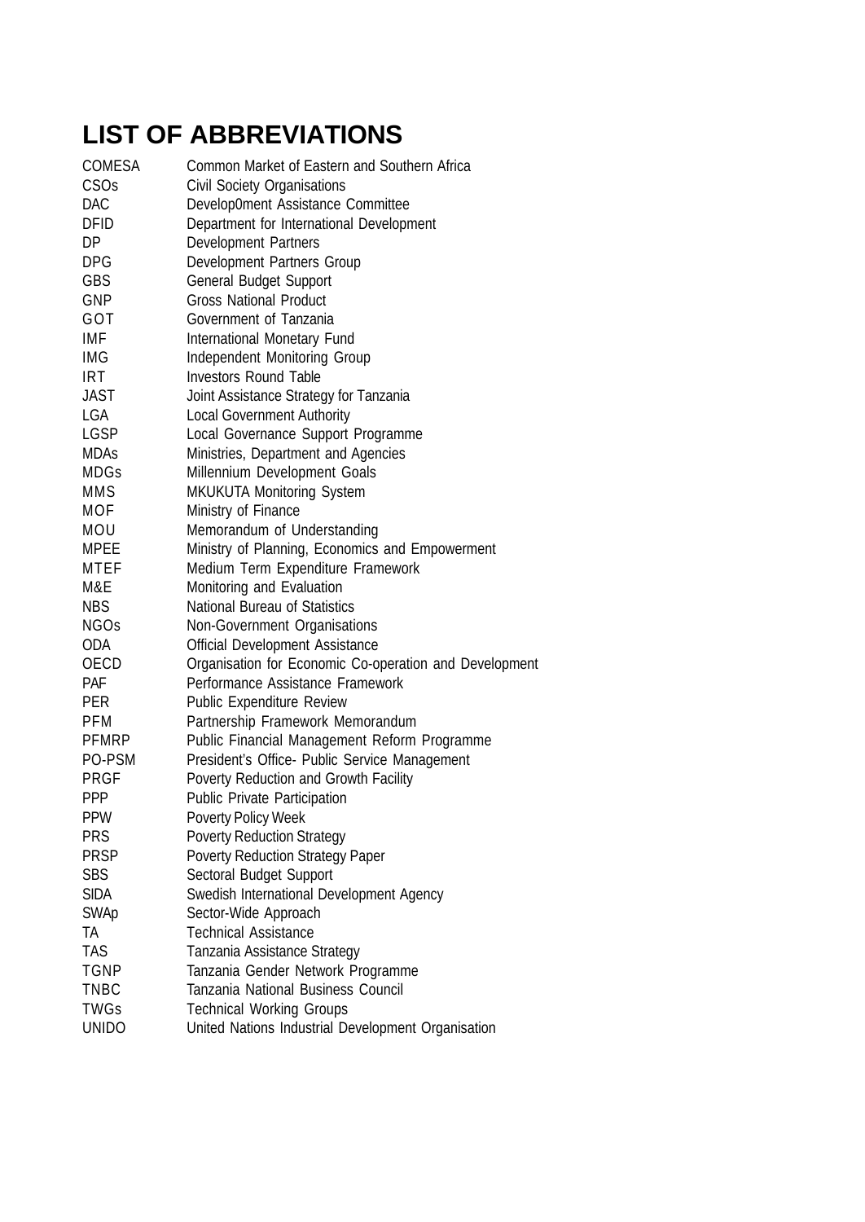# LIST OF ABBREVIATIONS

| | |
|---|---|
| COMESA | Common Market of Eastern and Southern Africa |
| CSOs | Civil Society Organisations |
| DAC | Develop0ment Assistance Committee |
| DFID | Department for International Development |
| DP | Development Partners |
| DPG | Development Partners Group |
| GBS | General Budget Support |
| GNP | Gross National Product |
| GOT | Government of Tanzania |
| IMF | International Monetary Fund |
| IMG | Independent Monitoring Group |
| IRT | Investors Round Table |
| JAST | Joint Assistance Strategy for Tanzania |
| LGA | Local Government Authority |
| LGSP | Local Governance Support Programme |
| MDAs | Ministries, Department and Agencies |
| MDGs | Millennium Development Goals |
| MMS | MKUKUTA Monitoring System |
| MOF | Ministry of Finance |
| MOU | Memorandum of Understanding |
| MPEE | Ministry of Planning, Economics and Empowerment |
| MTEF | Medium Term Expenditure Framework |
| M&E | Monitoring and Evaluation |
| NBS | National Bureau of Statistics |
| NGOs | Non-Government Organisations |
| ODA | Official Development Assistance |
| OECD | Organisation for Economic Co-operation and Development |
| PAF | Performance Assistance Framework |
| PER | Public Expenditure Review |
| PFM | Partnership Framework Memorandum |
| PFMRP | Public Financial Management Reform Programme |
| PO-PSM | President's Office- Public Service Management |
| PRGF | Poverty Reduction and Growth Facility |
| PPP | Public Private Participation |
| PPW | Poverty Policy Week |
| PRS | Poverty Reduction Strategy |
| PRSP | Poverty Reduction Strategy Paper |
| SBS | Sectoral Budget Support |
| SIDA | Swedish International Development Agency |
| SWAp | Sector-Wide Approach |
| TA | Technical Assistance |
| TAS | Tanzania Assistance Strategy |
| TGNP | Tanzania Gender Network Programme |
| TNBC | Tanzania National Business Council |
| TWGs | Technical Working Groups |
| UNIDO | United Nations Industrial Development Organisation |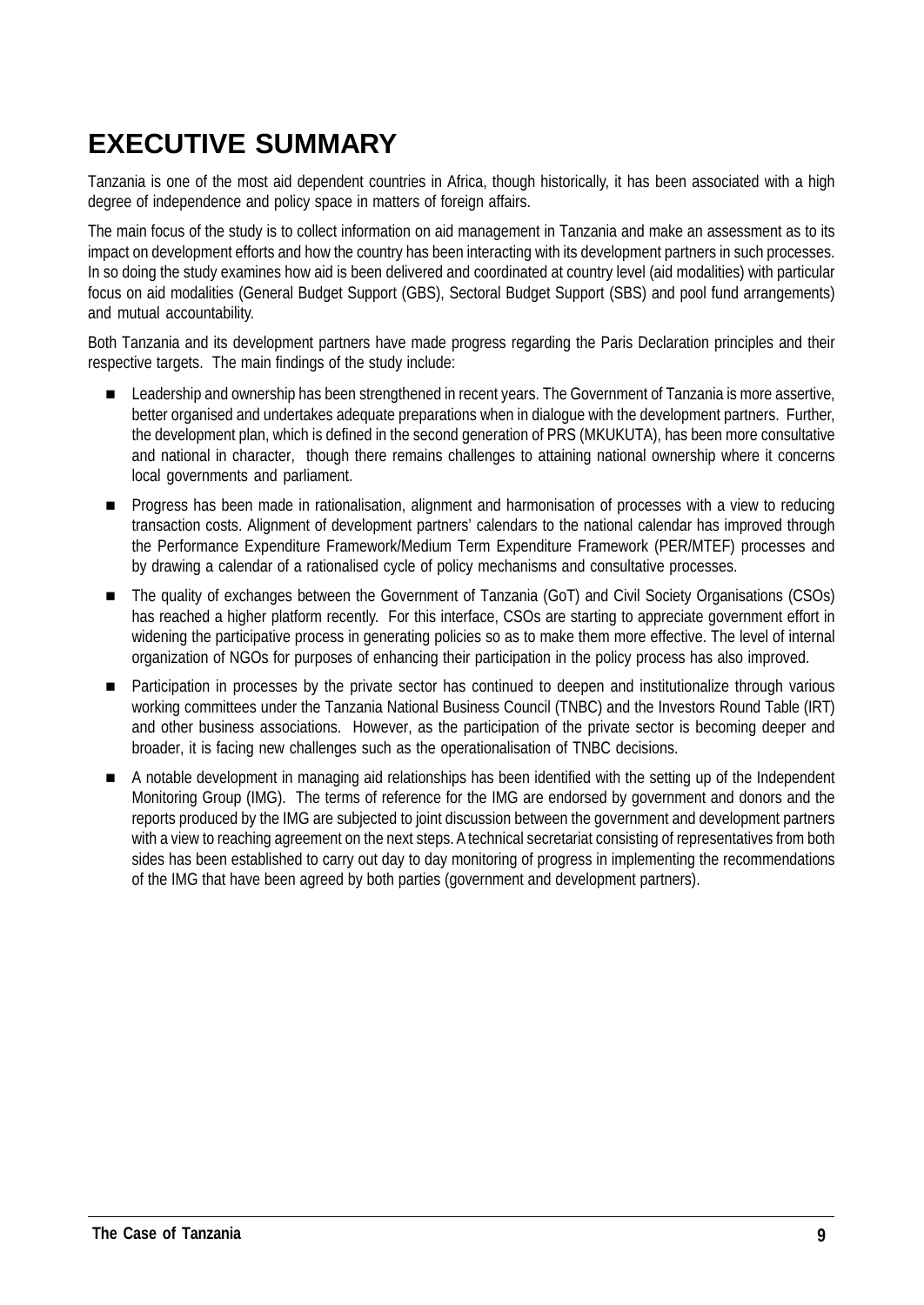# EXECUTIVE SUMMARY

Tanzania is one of the most aid dependent countries in Africa, though historically, it has been associated with a high degree of independence and policy space in matters of foreign affairs.

The main focus of the study is to collect information on aid management in Tanzania and make an assessment as to its impact on development efforts and how the country has been interacting with its development partners in such processes. In so doing the study examines how aid is been delivered and coordinated at country level (aid modalities) with particular focus on aid modalities (General Budget Support (GBS), Sectoral Budget Support (SBS) and pool fund arrangements) and mutual accountability.

Both Tanzania and its development partners have made progress regarding the Paris Declaration principles and their respective targets. The main findings of the study include:

- Leadership and ownership has been strengthened in recent years. The Government of Tanzania is more assertive, better organised and undertakes adequate preparations when in dialogue with the development partners. Further, the development plan, which is defined in the second generation of PRS (MKUKUTA), has been more consultative and national in character, though there remains challenges to attaining national ownership where it concerns local governments and parliament.
- Progress has been made in rationalisation, alignment and harmonisation of processes with a view to reducing transaction costs. Alignment of development partners' calendars to the national calendar has improved through the Performance Expenditure Framework/Medium Term Expenditure Framework (PER/MTEF) processes and by drawing a calendar of a rationalised cycle of policy mechanisms and consultative processes.
- The quality of exchanges between the Government of Tanzania (GoT) and Civil Society Organisations (CSOs) has reached a higher platform recently. For this interface, CSOs are starting to appreciate government effort in widening the participative process in generating policies so as to make them more effective. The level of internal organization of NGOs for purposes of enhancing their participation in the policy process has also improved.
- Participation in processes by the private sector has continued to deepen and institutionalize through various working committees under the Tanzania National Business Council (TNBC) and the Investors Round Table (IRT) and other business associations. However, as the participation of the private sector is becoming deeper and broader, it is facing new challenges such as the operationalisation of TNBC decisions.
- A notable development in managing aid relationships has been identified with the setting up of the Independent Monitoring Group (IMG). The terms of reference for the IMG are endorsed by government and donors and the reports produced by the IMG are subjected to joint discussion between the government and development partners with a view to reaching agreement on the next steps. A technical secretariat consisting of representatives from both sides has been established to carry out day to day monitoring of progress in implementing the recommendations of the IMG that have been agreed by both parties (government and development partners).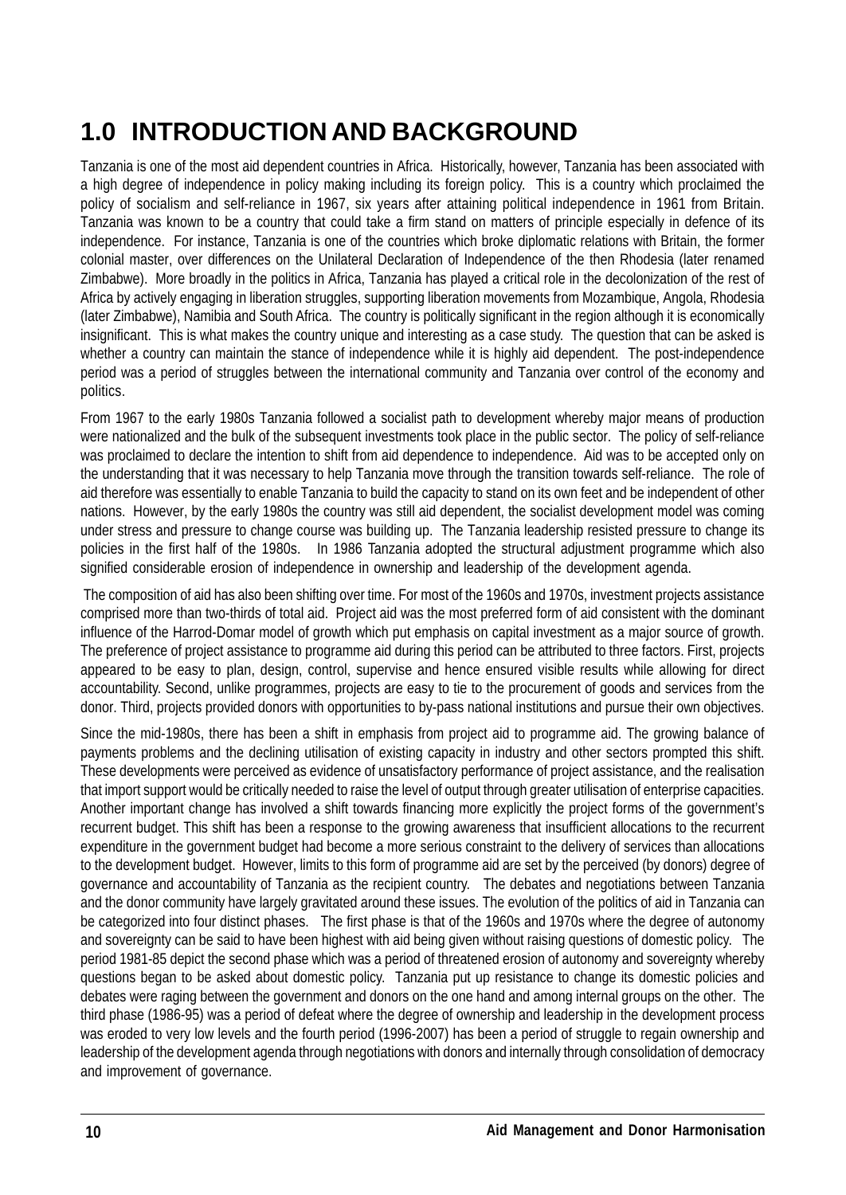# 1.0 INTRODUCTION AND BACKGROUND

Tanzania is one of the most aid dependent countries in Africa. Historically, however, Tanzania has been associated with a high degree of independence in policy making including its foreign policy. This is a country which proclaimed the policy of socialism and self-reliance in 1967, six years after attaining political independence in 1961 from Britain. Tanzania was known to be a country that could take a firm stand on matters of principle especially in defence of its independence. For instance, Tanzania is one of the countries which broke diplomatic relations with Britain, the former colonial master, over differences on the Unilateral Declaration of Independence of the then Rhodesia (later renamed Zimbabwe). More broadly in the politics in Africa, Tanzania has played a critical role in the decolonization of the rest of Africa by actively engaging in liberation struggles, supporting liberation movements from Mozambique, Angola, Rhodesia (later Zimbabwe), Namibia and South Africa. The country is politically significant in the region although it is economically insignificant. This is what makes the country unique and interesting as a case study. The question that can be asked is whether a country can maintain the stance of independence while it is highly aid dependent. The post-independence period was a period of struggles between the international community and Tanzania over control of the economy and politics.

From 1967 to the early 1980s Tanzania followed a socialist path to development whereby major means of production were nationalized and the bulk of the subsequent investments took place in the public sector. The policy of self-reliance was proclaimed to declare the intention to shift from aid dependence to independence. Aid was to be accepted only on the understanding that it was necessary to help Tanzania move through the transition towards self-reliance. The role of aid therefore was essentially to enable Tanzania to build the capacity to stand on its own feet and be independent of other nations. However, by the early 1980s the country was still aid dependent, the socialist development model was coming under stress and pressure to change course was building up. The Tanzania leadership resisted pressure to change its policies in the first half of the 1980s. In 1986 Tanzania adopted the structural adjustment programme which also signified considerable erosion of independence in ownership and leadership of the development agenda.

The composition of aid has also been shifting over time. For most of the 1960s and 1970s, investment projects assistance comprised more than two-thirds of total aid. Project aid was the most preferred form of aid consistent with the dominant influence of the Harrod-Domar model of growth which put emphasis on capital investment as a major source of growth. The preference of project assistance to programme aid during this period can be attributed to three factors. First, projects appeared to be easy to plan, design, control, supervise and hence ensured visible results while allowing for direct accountability. Second, unlike programmes, projects are easy to tie to the procurement of goods and services from the donor. Third, projects provided donors with opportunities to by-pass national institutions and pursue their own objectives.

Since the mid-1980s, there has been a shift in emphasis from project aid to programme aid. The growing balance of payments problems and the declining utilisation of existing capacity in industry and other sectors prompted this shift. These developments were perceived as evidence of unsatisfactory performance of project assistance, and the realisation that import support would be critically needed to raise the level of output through greater utilisation of enterprise capacities. Another important change has involved a shift towards financing more explicitly the project forms of the government's recurrent budget. This shift has been a response to the growing awareness that insufficient allocations to the recurrent expenditure in the government budget had become a more serious constraint to the delivery of services than allocations to the development budget. However, limits to this form of programme aid are set by the perceived (by donors) degree of governance and accountability of Tanzania as the recipient country. The debates and negotiations between Tanzania and the donor community have largely gravitated around these issues. The evolution of the politics of aid in Tanzania can be categorized into four distinct phases. The first phase is that of the 1960s and 1970s where the degree of autonomy and sovereignty can be said to have been highest with aid being given without raising questions of domestic policy. The period 1981-85 depict the second phase which was a period of threatened erosion of autonomy and sovereignty whereby questions began to be asked about domestic policy. Tanzania put up resistance to change its domestic policies and debates were raging between the government and donors on the one hand and among internal groups on the other. The third phase (1986-95) was a period of defeat where the degree of ownership and leadership in the development process was eroded to very low levels and the fourth period (1996-2007) has been a period of struggle to regain ownership and leadership of the development agenda through negotiations with donors and internally through consolidation of democracy and improvement of governance.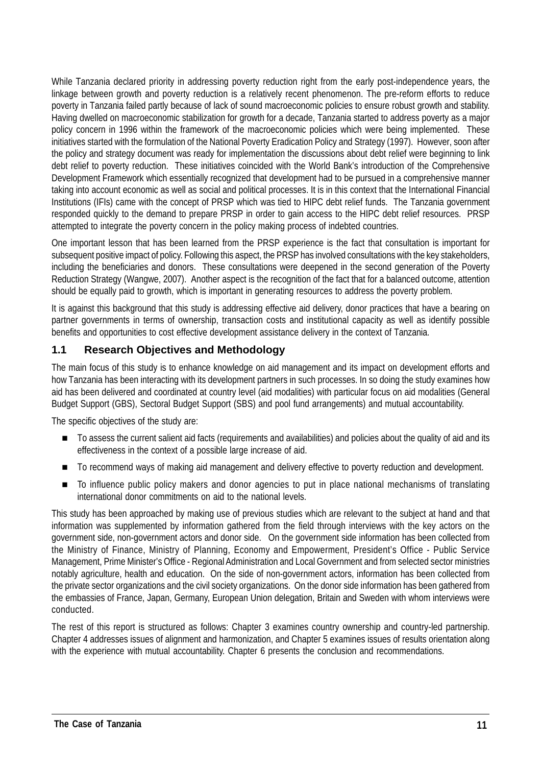While Tanzania declared priority in addressing poverty reduction right from the early post-independence years, the linkage between growth and poverty reduction is a relatively recent phenomenon. The pre-reform efforts to reduce poverty in Tanzania failed partly because of lack of sound macroeconomic policies to ensure robust growth and stability. Having dwelled on macroeconomic stabilization for growth for a decade, Tanzania started to address poverty as a major policy concern in 1996 within the framework of the macroeconomic policies which were being implemented. These initiatives started with the formulation of the National Poverty Eradication Policy and Strategy (1997). However, soon after the policy and strategy document was ready for implementation the discussions about debt relief were beginning to link debt relief to poverty reduction. These initiatives coincided with the World Bank's introduction of the Comprehensive Development Framework which essentially recognized that development had to be pursued in a comprehensive manner taking into account economic as well as social and political processes. It is in this context that the International Financial Institutions (IFIs) came with the concept of PRSP which was tied to HIPC debt relief funds. The Tanzania government responded quickly to the demand to prepare PRSP in order to gain access to the HIPC debt relief resources. PRSP attempted to integrate the poverty concern in the policy making process of indebted countries.

One important lesson that has been learned from the PRSP experience is the fact that consultation is important for subsequent positive impact of policy. Following this aspect, the PRSP has involved consultations with the key stakeholders, including the beneficiaries and donors. These consultations were deepened in the second generation of the Poverty Reduction Strategy (Wangwe, 2007). Another aspect is the recognition of the fact that for a balanced outcome, attention should be equally paid to growth, which is important in generating resources to address the poverty problem.

It is against this background that this study is addressing effective aid delivery, donor practices that have a bearing on partner governments in terms of ownership, transaction costs and institutional capacity as well as identify possible benefits and opportunities to cost effective development assistance delivery in the context of Tanzania.

## 1.1 Research Objectives and Methodology

The main focus of this study is to enhance knowledge on aid management and its impact on development efforts and how Tanzania has been interacting with its development partners in such processes. In so doing the study examines how aid has been delivered and coordinated at country level (aid modalities) with particular focus on aid modalities (General Budget Support (GBS), Sectoral Budget Support (SBS) and pool fund arrangements) and mutual accountability.

The specific objectives of the study are:

- To assess the current salient aid facts (requirements and availabilities) and policies about the quality of aid and its effectiveness in the context of a possible large increase of aid.
- To recommend ways of making aid management and delivery effective to poverty reduction and development.
- To influence public policy makers and donor agencies to put in place national mechanisms of translating international donor commitments on aid to the national levels.

This study has been approached by making use of previous studies which are relevant to the subject at hand and that information was supplemented by information gathered from the field through interviews with the key actors on the government side, non-government actors and donor side. On the government side information has been collected from the Ministry of Finance, Ministry of Planning, Economy and Empowerment, President's Office - Public Service Management, Prime Minister's Office - Regional Administration and Local Government and from selected sector ministries notably agriculture, health and education. On the side of non-government actors, information has been collected from the private sector organizations and the civil society organizations. On the donor side information has been gathered from the embassies of France, Japan, Germany, European Union delegation, Britain and Sweden with whom interviews were conducted.

The rest of this report is structured as follows: Chapter 3 examines country ownership and country-led partnership. Chapter 4 addresses issues of alignment and harmonization, and Chapter 5 examines issues of results orientation along with the experience with mutual accountability. Chapter 6 presents the conclusion and recommendations.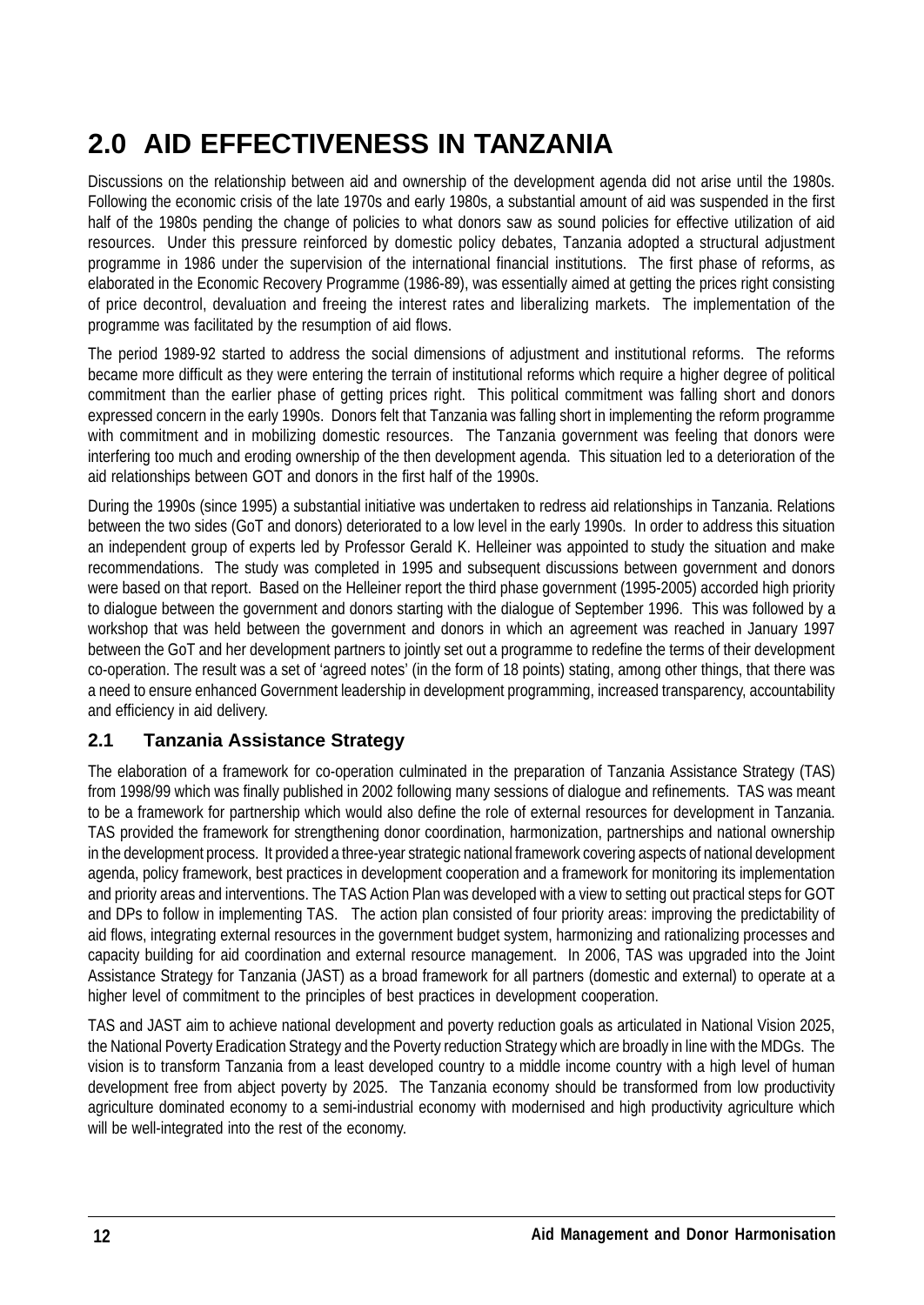# 2.0 AID EFFECTIVENESS IN TANZANIA

Discussions on the relationship between aid and ownership of the development agenda did not arise until the 1980s. Following the economic crisis of the late 1970s and early 1980s, a substantial amount of aid was suspended in the first half of the 1980s pending the change of policies to what donors saw as sound policies for effective utilization of aid resources. Under this pressure reinforced by domestic policy debates, Tanzania adopted a structural adjustment programme in 1986 under the supervision of the international financial institutions. The first phase of reforms, as elaborated in the Economic Recovery Programme (1986-89), was essentially aimed at getting the prices right consisting of price decontrol, devaluation and freeing the interest rates and liberalizing markets. The implementation of the programme was facilitated by the resumption of aid flows.

The period 1989-92 started to address the social dimensions of adjustment and institutional reforms. The reforms became more difficult as they were entering the terrain of institutional reforms which require a higher degree of political commitment than the earlier phase of getting prices right. This political commitment was falling short and donors expressed concern in the early 1990s. Donors felt that Tanzania was falling short in implementing the reform programme with commitment and in mobilizing domestic resources. The Tanzania government was feeling that donors were interfering too much and eroding ownership of the then development agenda. This situation led to a deterioration of the aid relationships between GOT and donors in the first half of the 1990s.

During the 1990s (since 1995) a substantial initiative was undertaken to redress aid relationships in Tanzania. Relations between the two sides (GoT and donors) deteriorated to a low level in the early 1990s. In order to address this situation an independent group of experts led by Professor Gerald K. Helleiner was appointed to study the situation and make recommendations. The study was completed in 1995 and subsequent discussions between government and donors were based on that report. Based on the Helleiner report the third phase government (1995-2005) accorded high priority to dialogue between the government and donors starting with the dialogue of September 1996. This was followed by a workshop that was held between the government and donors in which an agreement was reached in January 1997 between the GoT and her development partners to jointly set out a programme to redefine the terms of their development co-operation. The result was a set of 'agreed notes' (in the form of 18 points) stating, among other things, that there was a need to ensure enhanced Government leadership in development programming, increased transparency, accountability and efficiency in aid delivery.

## 2.1 Tanzania Assistance Strategy

The elaboration of a framework for co-operation culminated in the preparation of Tanzania Assistance Strategy (TAS) from 1998/99 which was finally published in 2002 following many sessions of dialogue and refinements. TAS was meant to be a framework for partnership which would also define the role of external resources for development in Tanzania. TAS provided the framework for strengthening donor coordination, harmonization, partnerships and national ownership in the development process. It provided a three-year strategic national framework covering aspects of national development agenda, policy framework, best practices in development cooperation and a framework for monitoring its implementation and priority areas and interventions. The TAS Action Plan was developed with a view to setting out practical steps for GOT and DPs to follow in implementing TAS. The action plan consisted of four priority areas: improving the predictability of aid flows, integrating external resources in the government budget system, harmonizing and rationalizing processes and capacity building for aid coordination and external resource management. In 2006, TAS was upgraded into the Joint Assistance Strategy for Tanzania (JAST) as a broad framework for all partners (domestic and external) to operate at a higher level of commitment to the principles of best practices in development cooperation.

TAS and JAST aim to achieve national development and poverty reduction goals as articulated in National Vision 2025, the National Poverty Eradication Strategy and the Poverty reduction Strategy which are broadly in line with the MDGs. The vision is to transform Tanzania from a least developed country to a middle income country with a high level of human development free from abject poverty by 2025. The Tanzania economy should be transformed from low productivity agriculture dominated economy to a semi-industrial economy with modernised and high productivity agriculture which will be well-integrated into the rest of the economy.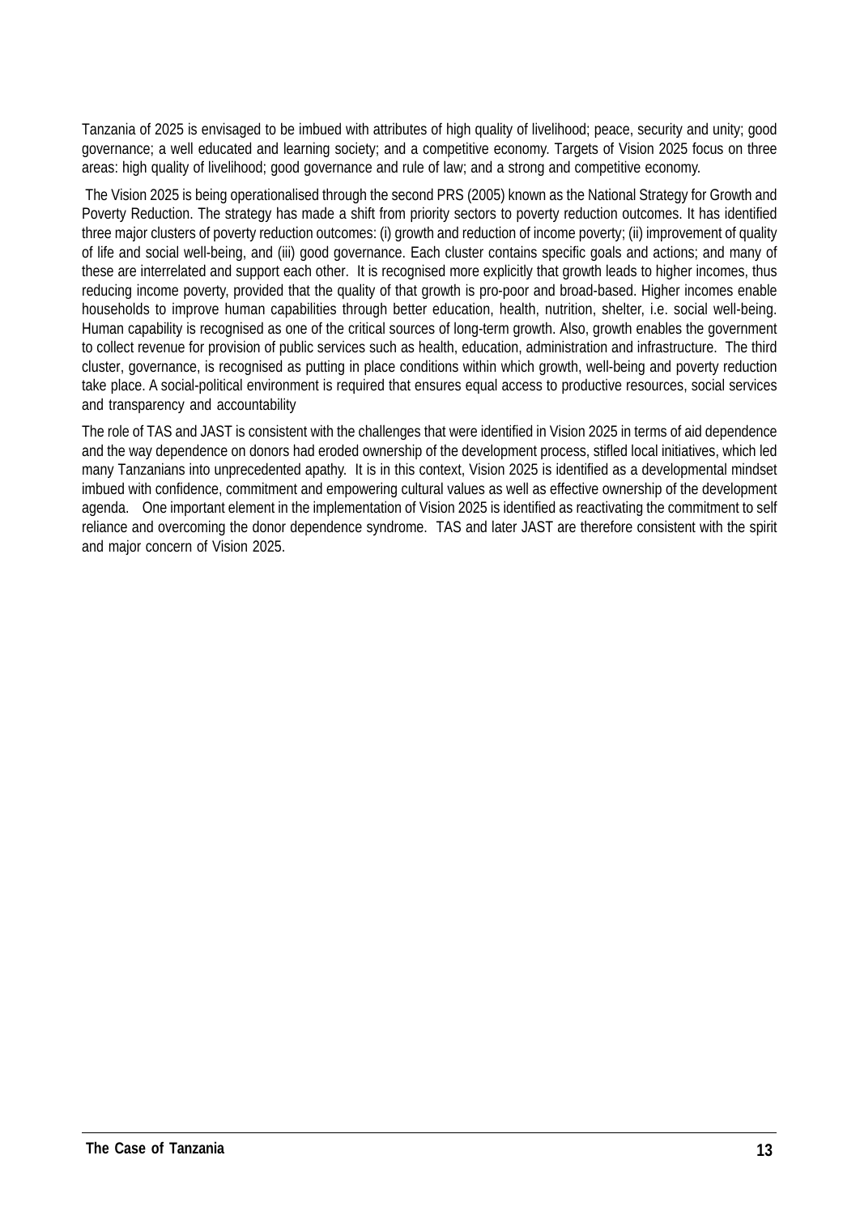Tanzania of 2025 is envisaged to be imbued with attributes of high quality of livelihood; peace, security and unity; good governance; a well educated and learning society; and a competitive economy. Targets of Vision 2025 focus on three areas: high quality of livelihood; good governance and rule of law; and a strong and competitive economy.

The Vision 2025 is being operationalised through the second PRS (2005) known as the National Strategy for Growth and Poverty Reduction. The strategy has made a shift from priority sectors to poverty reduction outcomes. It has identified three major clusters of poverty reduction outcomes: (i) growth and reduction of income poverty; (ii) improvement of quality of life and social well-being, and (iii) good governance. Each cluster contains specific goals and actions; and many of these are interrelated and support each other. It is recognised more explicitly that growth leads to higher incomes, thus reducing income poverty, provided that the quality of that growth is pro-poor and broad-based. Higher incomes enable households to improve human capabilities through better education, health, nutrition, shelter, i.e. social well-being. Human capability is recognised as one of the critical sources of long-term growth. Also, growth enables the government to collect revenue for provision of public services such as health, education, administration and infrastructure. The third cluster, governance, is recognised as putting in place conditions within which growth, well-being and poverty reduction take place. A social-political environment is required that ensures equal access to productive resources, social services and transparency and accountability

The role of TAS and JAST is consistent with the challenges that were identified in Vision 2025 in terms of aid dependence and the way dependence on donors had eroded ownership of the development process, stifled local initiatives, which led many Tanzanians into unprecedented apathy. It is in this context, Vision 2025 is identified as a developmental mindset imbued with confidence, commitment and empowering cultural values as well as effective ownership of the development agenda. One important element in the implementation of Vision 2025 is identified as reactivating the commitment to self reliance and overcoming the donor dependence syndrome. TAS and later JAST are therefore consistent with the spirit and major concern of Vision 2025.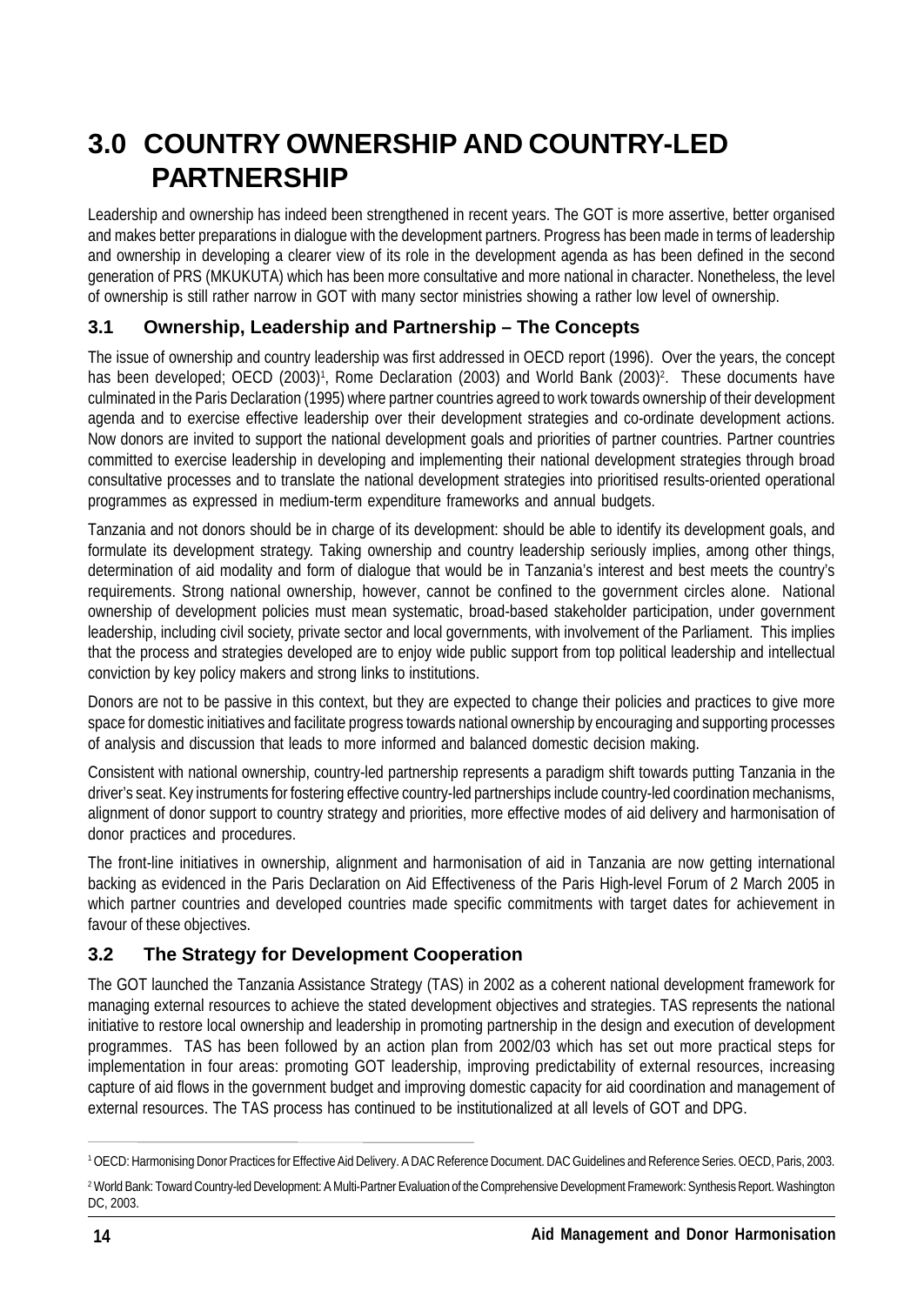# 3.0 COUNTRY OWNERSHIP AND COUNTRY-LED PARTNERSHIP

Leadership and ownership has indeed been strengthened in recent years. The GOT is more assertive, better organised and makes better preparations in dialogue with the development partners. Progress has been made in terms of leadership and ownership in developing a clearer view of its role in the development agenda as has been defined in the second generation of PRS (MKUKUTA) which has been more consultative and more national in character. Nonetheless, the level of ownership is still rather narrow in GOT with many sector ministries showing a rather low level of ownership.

## 3.1 Ownership, Leadership and Partnership – The Concepts

The issue of ownership and country leadership was first addressed in OECD report (1996). Over the years, the concept has been developed; OECD (2003)[1], Rome Declaration (2003) and World Bank (2003)[2]. These documents have culminated in the Paris Declaration (1995) where partner countries agreed to work towards ownership of their development agenda and to exercise effective leadership over their development strategies and co-ordinate development actions. Now donors are invited to support the national development goals and priorities of partner countries. Partner countries committed to exercise leadership in developing and implementing their national development strategies through broad consultative processes and to translate the national development strategies into prioritised results-oriented operational programmes as expressed in medium-term expenditure frameworks and annual budgets.

Tanzania and not donors should be in charge of its development: should be able to identify its development goals, and formulate its development strategy. Taking ownership and country leadership seriously implies, among other things, determination of aid modality and form of dialogue that would be in Tanzania's interest and best meets the country's requirements. Strong national ownership, however, cannot be confined to the government circles alone. National ownership of development policies must mean systematic, broad-based stakeholder participation, under government leadership, including civil society, private sector and local governments, with involvement of the Parliament. This implies that the process and strategies developed are to enjoy wide public support from top political leadership and intellectual conviction by key policy makers and strong links to institutions.

Donors are not to be passive in this context, but they are expected to change their policies and practices to give more space for domestic initiatives and facilitate progress towards national ownership by encouraging and supporting processes of analysis and discussion that leads to more informed and balanced domestic decision making.

Consistent with national ownership, country-led partnership represents a paradigm shift towards putting Tanzania in the driver's seat. Key instruments for fostering effective country-led partnerships include country-led coordination mechanisms, alignment of donor support to country strategy and priorities, more effective modes of aid delivery and harmonisation of donor practices and procedures.

The front-line initiatives in ownership, alignment and harmonisation of aid in Tanzania are now getting international backing as evidenced in the Paris Declaration on Aid Effectiveness of the Paris High-level Forum of 2 March 2005 in which partner countries and developed countries made specific commitments with target dates for achievement in favour of these objectives.

## 3.2 The Strategy for Development Cooperation

The GOT launched the Tanzania Assistance Strategy (TAS) in 2002 as a coherent national development framework for managing external resources to achieve the stated development objectives and strategies. TAS represents the national initiative to restore local ownership and leadership in promoting partnership in the design and execution of development programmes. TAS has been followed by an action plan from 2002/03 which has set out more practical steps for implementation in four areas: promoting GOT leadership, improving predictability of external resources, increasing capture of aid flows in the government budget and improving domestic capacity for aid coordination and management of external resources. The TAS process has continued to be institutionalized at all levels of GOT and DPG.

[1] OECD: Harmonising Donor Practices for Effective Aid Delivery. A DAC Reference Document. DAC Guidelines and Reference Series. OECD, Paris, 2003.

[2] World Bank: Toward Country-led Development: A Multi-Partner Evaluation of the Comprehensive Development Framework: Synthesis Report. Washington DC, 2003.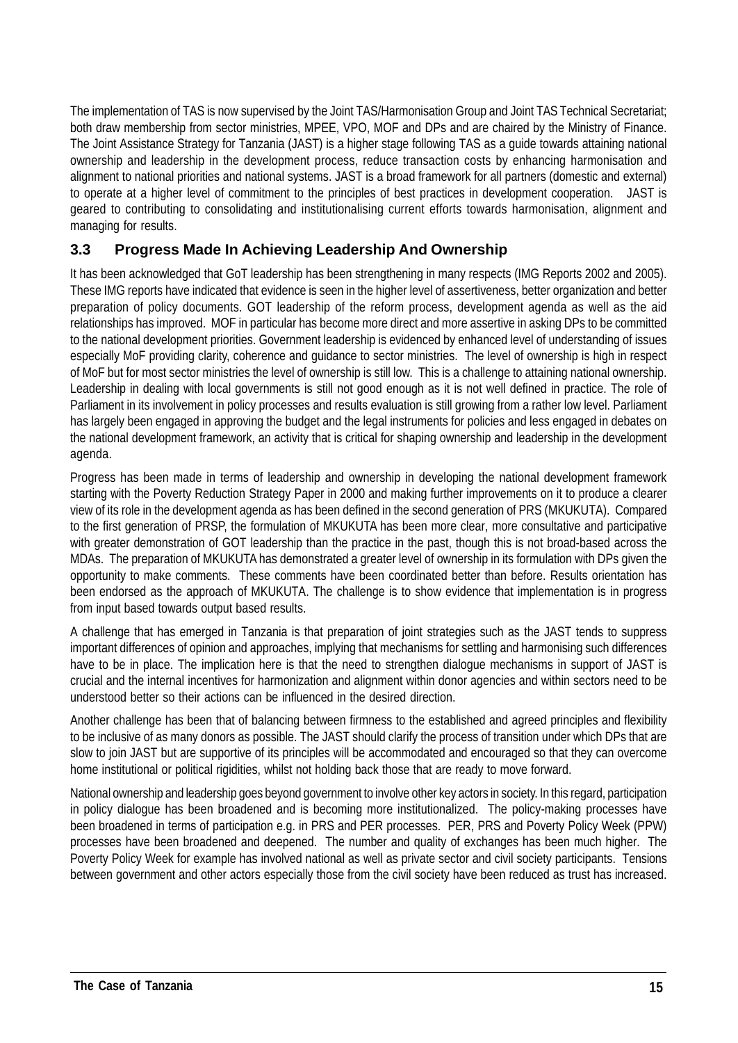The implementation of TAS is now supervised by the Joint TAS/Harmonisation Group and Joint TAS Technical Secretariat; both draw membership from sector ministries, MPEE, VPO, MOF and DPs and are chaired by the Ministry of Finance. The Joint Assistance Strategy for Tanzania (JAST) is a higher stage following TAS as a guide towards attaining national ownership and leadership in the development process, reduce transaction costs by enhancing harmonisation and alignment to national priorities and national systems. JAST is a broad framework for all partners (domestic and external) to operate at a higher level of commitment to the principles of best practices in development cooperation. JAST is geared to contributing to consolidating and institutionalising current efforts towards harmonisation, alignment and managing for results.

## 3.3 Progress Made In Achieving Leadership And Ownership

It has been acknowledged that GoT leadership has been strengthening in many respects (IMG Reports 2002 and 2005). These IMG reports have indicated that evidence is seen in the higher level of assertiveness, better organization and better preparation of policy documents. GOT leadership of the reform process, development agenda as well as the aid relationships has improved. MOF in particular has become more direct and more assertive in asking DPs to be committed to the national development priorities. Government leadership is evidenced by enhanced level of understanding of issues especially MoF providing clarity, coherence and guidance to sector ministries. The level of ownership is high in respect of MoF but for most sector ministries the level of ownership is still low. This is a challenge to attaining national ownership. Leadership in dealing with local governments is still not good enough as it is not well defined in practice. The role of Parliament in its involvement in policy processes and results evaluation is still growing from a rather low level. Parliament has largely been engaged in approving the budget and the legal instruments for policies and less engaged in debates on the national development framework, an activity that is critical for shaping ownership and leadership in the development agenda.

Progress has been made in terms of leadership and ownership in developing the national development framework starting with the Poverty Reduction Strategy Paper in 2000 and making further improvements on it to produce a clearer view of its role in the development agenda as has been defined in the second generation of PRS (MKUKUTA). Compared to the first generation of PRSP, the formulation of MKUKUTA has been more clear, more consultative and participative with greater demonstration of GOT leadership than the practice in the past, though this is not broad-based across the MDAs. The preparation of MKUKUTA has demonstrated a greater level of ownership in its formulation with DPs given the opportunity to make comments. These comments have been coordinated better than before. Results orientation has been endorsed as the approach of MKUKUTA. The challenge is to show evidence that implementation is in progress from input based towards output based results.

A challenge that has emerged in Tanzania is that preparation of joint strategies such as the JAST tends to suppress important differences of opinion and approaches, implying that mechanisms for settling and harmonising such differences have to be in place. The implication here is that the need to strengthen dialogue mechanisms in support of JAST is crucial and the internal incentives for harmonization and alignment within donor agencies and within sectors need to be understood better so their actions can be influenced in the desired direction.

Another challenge has been that of balancing between firmness to the established and agreed principles and flexibility to be inclusive of as many donors as possible. The JAST should clarify the process of transition under which DPs that are slow to join JAST but are supportive of its principles will be accommodated and encouraged so that they can overcome home institutional or political rigidities, whilst not holding back those that are ready to move forward.

National ownership and leadership goes beyond government to involve other key actors in society. In this regard, participation in policy dialogue has been broadened and is becoming more institutionalized. The policy-making processes have been broadened in terms of participation e.g. in PRS and PER processes. PER, PRS and Poverty Policy Week (PPW) processes have been broadened and deepened. The number and quality of exchanges has been much higher. The Poverty Policy Week for example has involved national as well as private sector and civil society participants. Tensions between government and other actors especially those from the civil society have been reduced as trust has increased.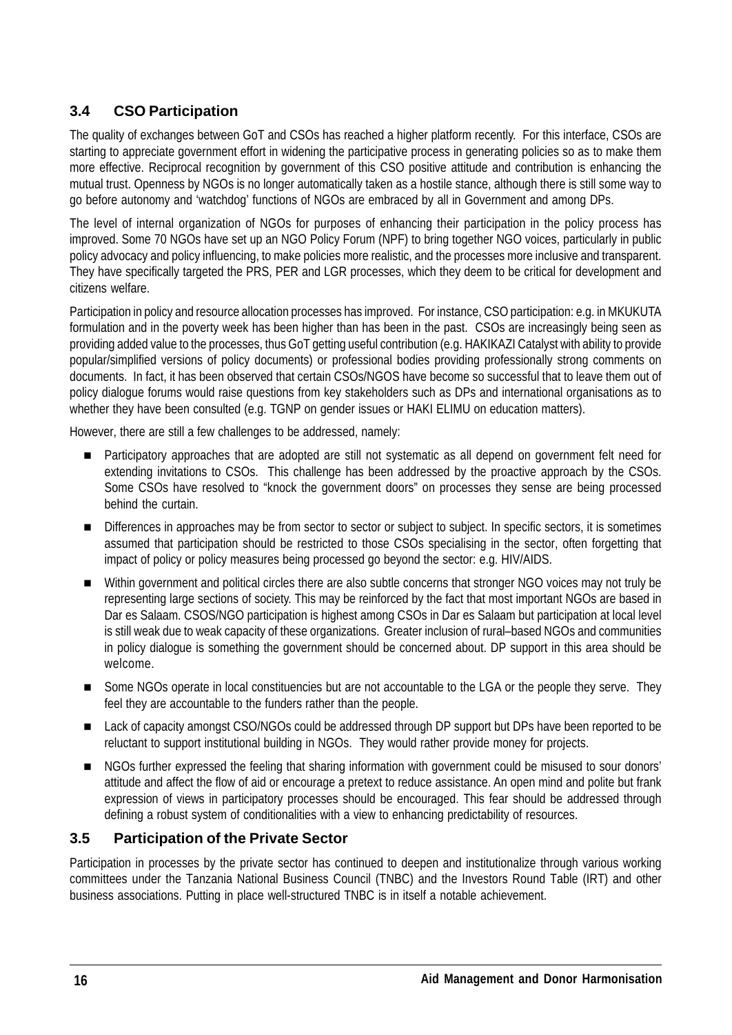### 3.4 CSO Participation

The quality of exchanges between GoT and CSOs has reached a higher platform recently. For this interface, CSOs are starting to appreciate government effort in widening the participative process in generating policies so as to make them more effective. Reciprocal recognition by government of this CSO positive attitude and contribution is enhancing the mutual trust. Openness by NGOs is no longer automatically taken as a hostile stance, although there is still some way to go before autonomy and 'watchdog' functions of NGOs are embraced by all in Government and among DPs.

The level of internal organization of NGOs for purposes of enhancing their participation in the policy process has improved. Some 70 NGOs have set up an NGO Policy Forum (NPF) to bring together NGO voices, particularly in public policy advocacy and policy influencing, to make policies more realistic, and the processes more inclusive and transparent. They have specifically targeted the PRS, PER and LGR processes, which they deem to be critical for development and citizens welfare.

Participation in policy and resource allocation processes has improved. For instance, CSO participation: e.g. in MKUKUTA formulation and in the poverty week has been higher than has been in the past. CSOs are increasingly being seen as providing added value to the processes, thus GoT getting useful contribution (e.g. HAKIKAZI Catalyst with ability to provide popular/simplified versions of policy documents) or professional bodies providing professionally strong comments on documents. In fact, it has been observed that certain CSOs/NGOS have become so successful that to leave them out of policy dialogue forums would raise questions from key stakeholders such as DPs and international organisations as to whether they have been consulted (e.g. TGNP on gender issues or HAKI ELIMU on education matters).

However, there are still a few challenges to be addressed, namely:

- Participatory approaches that are adopted are still not systematic as all depend on government felt need for extending invitations to CSOs. This challenge has been addressed by the proactive approach by the CSOs. Some CSOs have resolved to "knock the government doors" on processes they sense are being processed behind the curtain.
- Differences in approaches may be from sector to sector or subject to subject. In specific sectors, it is sometimes assumed that participation should be restricted to those CSOs specialising in the sector, often forgetting that impact of policy or policy measures being processed go beyond the sector: e.g. HIV/AIDS.
- Within government and political circles there are also subtle concerns that stronger NGO voices may not truly be representing large sections of society. This may be reinforced by the fact that most important NGOs are based in Dar es Salaam. CSOS/NGO participation is highest among CSOs in Dar es Salaam but participation at local level is still weak due to weak capacity of these organizations. Greater inclusion of rural–based NGOs and communities in policy dialogue is something the government should be concerned about. DP support in this area should be welcome.
- Some NGOs operate in local constituencies but are not accountable to the LGA or the people they serve. They feel they are accountable to the funders rather than the people.
- Lack of capacity amongst CSO/NGOs could be addressed through DP support but DPs have been reported to be reluctant to support institutional building in NGOs. They would rather provide money for projects.
- NGOs further expressed the feeling that sharing information with government could be misused to sour donors' attitude and affect the flow of aid or encourage a pretext to reduce assistance. An open mind and polite but frank expression of views in participatory processes should be encouraged. This fear should be addressed through defining a robust system of conditionalities with a view to enhancing predictability of resources.

### 3.5 Participation of the Private Sector

Participation in processes by the private sector has continued to deepen and institutionalize through various working committees under the Tanzania National Business Council (TNBC) and the Investors Round Table (IRT) and other business associations. Putting in place well-structured TNBC is in itself a notable achievement.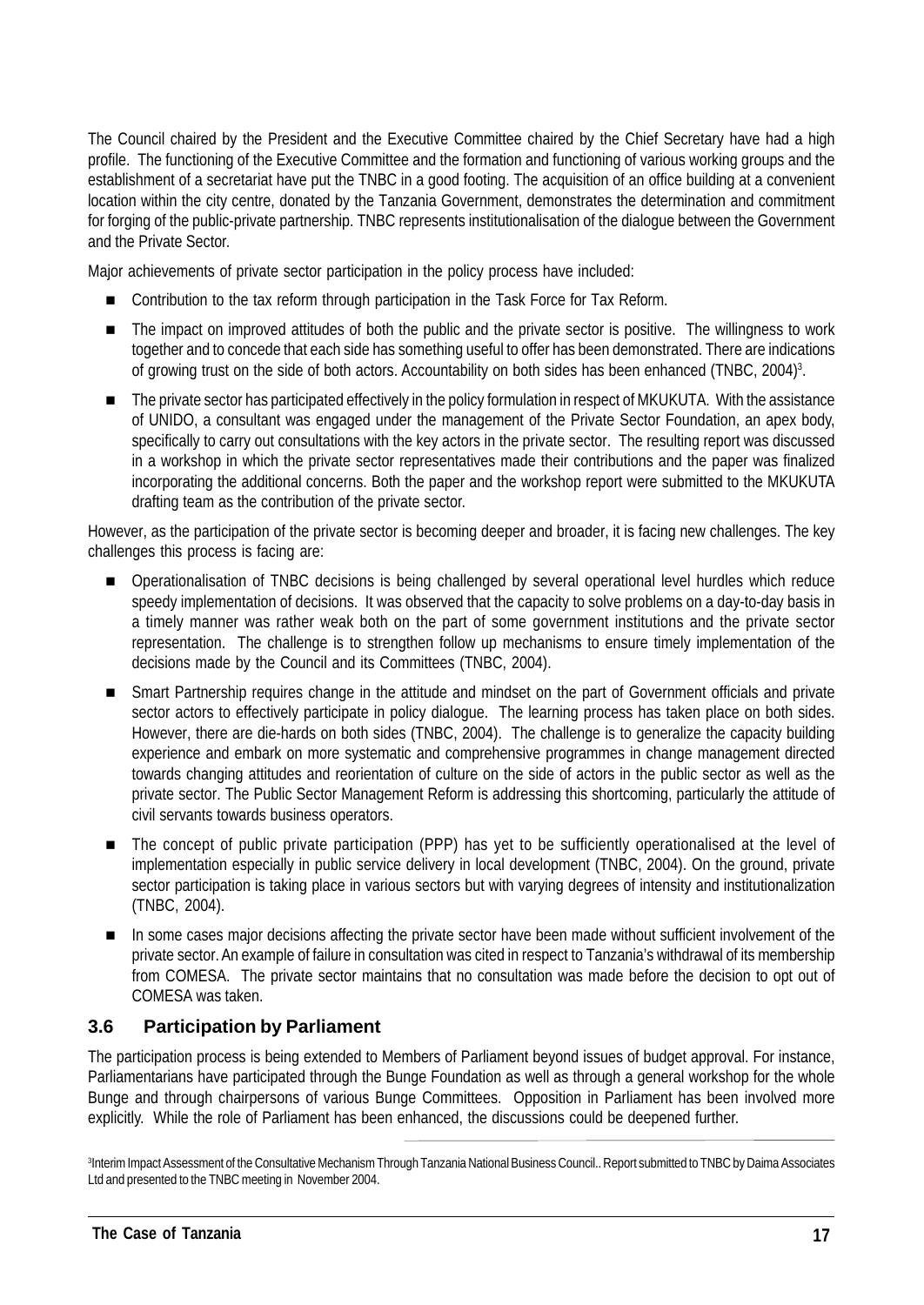The Council chaired by the President and the Executive Committee chaired by the Chief Secretary have had a high profile. The functioning of the Executive Committee and the formation and functioning of various working groups and the establishment of a secretariat have put the TNBC in a good footing. The acquisition of an office building at a convenient location within the city centre, donated by the Tanzania Government, demonstrates the determination and commitment for forging of the public-private partnership. TNBC represents institutionalisation of the dialogue between the Government and the Private Sector.

Major achievements of private sector participation in the policy process have included:

- Contribution to the tax reform through participation in the Task Force for Tax Reform.
- The impact on improved attitudes of both the public and the private sector is positive. The willingness to work together and to concede that each side has something useful to offer has been demonstrated. There are indications of growing trust on the side of both actors. Accountability on both sides has been enhanced (TNBC, 2004)[3].
- The private sector has participated effectively in the policy formulation in respect of MKUKUTA. With the assistance of UNIDO, a consultant was engaged under the management of the Private Sector Foundation, an apex body, specifically to carry out consultations with the key actors in the private sector. The resulting report was discussed in a workshop in which the private sector representatives made their contributions and the paper was finalized incorporating the additional concerns. Both the paper and the workshop report were submitted to the MKUKUTA drafting team as the contribution of the private sector.

However, as the participation of the private sector is becoming deeper and broader, it is facing new challenges. The key challenges this process is facing are:

- Operationalisation of TNBC decisions is being challenged by several operational level hurdles which reduce speedy implementation of decisions. It was observed that the capacity to solve problems on a day-to-day basis in a timely manner was rather weak both on the part of some government institutions and the private sector representation. The challenge is to strengthen follow up mechanisms to ensure timely implementation of the decisions made by the Council and its Committees (TNBC, 2004).
- Smart Partnership requires change in the attitude and mindset on the part of Government officials and private sector actors to effectively participate in policy dialogue. The learning process has taken place on both sides. However, there are die-hards on both sides (TNBC, 2004). The challenge is to generalize the capacity building experience and embark on more systematic and comprehensive programmes in change management directed towards changing attitudes and reorientation of culture on the side of actors in the public sector as well as the private sector. The Public Sector Management Reform is addressing this shortcoming, particularly the attitude of civil servants towards business operators.
- The concept of public private participation (PPP) has yet to be sufficiently operationalised at the level of implementation especially in public service delivery in local development (TNBC, 2004). On the ground, private sector participation is taking place in various sectors but with varying degrees of intensity and institutionalization (TNBC, 2004).
- In some cases major decisions affecting the private sector have been made without sufficient involvement of the private sector. An example of failure in consultation was cited in respect to Tanzania's withdrawal of its membership from COMESA. The private sector maintains that no consultation was made before the decision to opt out of COMESA was taken.

### 3.6 Participation by Parliament

The participation process is being extended to Members of Parliament beyond issues of budget approval. For instance, Parliamentarians have participated through the Bunge Foundation as well as through a general workshop for the whole Bunge and through chairpersons of various Bunge Committees. Opposition in Parliament has been involved more explicitly. While the role of Parliament has been enhanced, the discussions could be deepened further.

[3] Interim Impact Assessment of the Consultative Mechanism Through Tanzania National Business Council.. Report submitted to TNBC by Daima Associates Ltd and presented to the TNBC meeting in November 2004.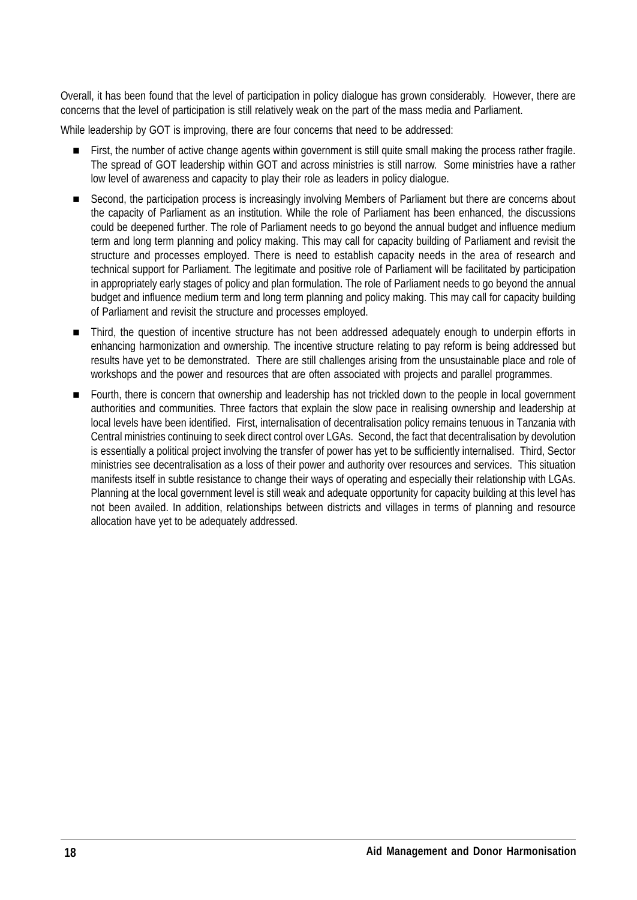Overall, it has been found that the level of participation in policy dialogue has grown considerably. However, there are concerns that the level of participation is still relatively weak on the part of the mass media and Parliament.

While leadership by GOT is improving, there are four concerns that need to be addressed:

- First, the number of active change agents within government is still quite small making the process rather fragile. The spread of GOT leadership within GOT and across ministries is still narrow. Some ministries have a rather low level of awareness and capacity to play their role as leaders in policy dialogue.

- Second, the participation process is increasingly involving Members of Parliament but there are concerns about the capacity of Parliament as an institution. While the role of Parliament has been enhanced, the discussions could be deepened further. The role of Parliament needs to go beyond the annual budget and influence medium term and long term planning and policy making. This may call for capacity building of Parliament and revisit the structure and processes employed. There is need to establish capacity needs in the area of research and technical support for Parliament. The legitimate and positive role of Parliament will be facilitated by participation in appropriately early stages of policy and plan formulation. The role of Parliament needs to go beyond the annual budget and influence medium term and long term planning and policy making. This may call for capacity building of Parliament and revisit the structure and processes employed.

- Third, the question of incentive structure has not been addressed adequately enough to underpin efforts in enhancing harmonization and ownership. The incentive structure relating to pay reform is being addressed but results have yet to be demonstrated. There are still challenges arising from the unsustainable place and role of workshops and the power and resources that are often associated with projects and parallel programmes.

- Fourth, there is concern that ownership and leadership has not trickled down to the people in local government authorities and communities. Three factors that explain the slow pace in realising ownership and leadership at local levels have been identified. First, internalisation of decentralisation policy remains tenuous in Tanzania with Central ministries continuing to seek direct control over LGAs. Second, the fact that decentralisation by devolution is essentially a political project involving the transfer of power has yet to be sufficiently internalised. Third, Sector ministries see decentralisation as a loss of their power and authority over resources and services. This situation manifests itself in subtle resistance to change their ways of operating and especially their relationship with LGAs. Planning at the local government level is still weak and adequate opportunity for capacity building at this level has not been availed. In addition, relationships between districts and villages in terms of planning and resource allocation have yet to be adequately addressed.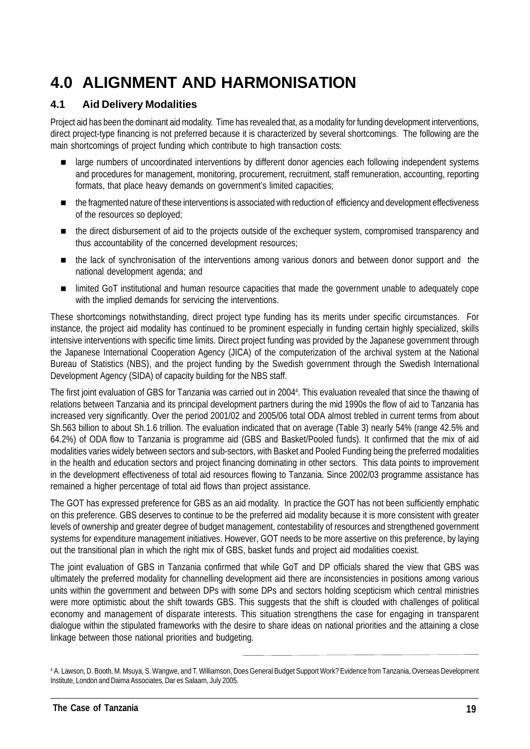# 4.0 ALIGNMENT AND HARMONISATION

## 4.1 Aid Delivery Modalities

Project aid has been the dominant aid modality. Time has revealed that, as a modality for funding development interventions, direct project-type financing is not preferred because it is characterized by several shortcomings. The following are the main shortcomings of project funding which contribute to high transaction costs:

- large numbers of uncoordinated interventions by different donor agencies each following independent systems and procedures for management, monitoring, procurement, recruitment, staff remuneration, accounting, reporting formats, that place heavy demands on government's limited capacities;
- the fragmented nature of these interventions is associated with reduction of efficiency and development effectiveness of the resources so deployed;
- the direct disbursement of aid to the projects outside of the exchequer system, compromised transparency and thus accountability of the concerned development resources;
- the lack of synchronisation of the interventions among various donors and between donor support and the national development agenda; and
- limited GoT institutional and human resource capacities that made the government unable to adequately cope with the implied demands for servicing the interventions.

These shortcomings notwithstanding, direct project type funding has its merits under specific circumstances. For instance, the project aid modality has continued to be prominent especially in funding certain highly specialized, skills intensive interventions with specific time limits. Direct project funding was provided by the Japanese government through the Japanese International Cooperation Agency (JICA) of the computerization of the archival system at the National Bureau of Statistics (NBS), and the project funding by the Swedish government through the Swedish International Development Agency (SIDA) of capacity building for the NBS staff.

The first joint evaluation of GBS for Tanzania was carried out in 2004[4]. This evaluation revealed that since the thawing of relations between Tanzania and its principal development partners during the mid 1990s the flow of aid to Tanzania has increased very significantly. Over the period 2001/02 and 2005/06 total ODA almost trebled in current terms from about Sh.563 billion to about Sh.1.6 trillion. The evaluation indicated that on average (Table 3) nearly 54% (range 42.5% and 64.2%) of ODA flow to Tanzania is programme aid (GBS and Basket/Pooled funds). It confirmed that the mix of aid modalities varies widely between sectors and sub-sectors, with Basket and Pooled Funding being the preferred modalities in the health and education sectors and project financing dominating in other sectors. This data points to improvement in the development effectiveness of total aid resources flowing to Tanzania. Since 2002/03 programme assistance has remained a higher percentage of total aid flows than project assistance.

The GOT has expressed preference for GBS as an aid modality. In practice the GOT has not been sufficiently emphatic on this preference. GBS deserves to continue to be the preferred aid modality because it is more consistent with greater levels of ownership and greater degree of budget management, contestability of resources and strengthened government systems for expenditure management initiatives. However, GOT needs to be more assertive on this preference, by laying out the transitional plan in which the right mix of GBS, basket funds and project aid modalities coexist.

The joint evaluation of GBS in Tanzania confirmed that while GoT and DP officials shared the view that GBS was ultimately the preferred modality for channelling development aid there are inconsistencies in positions among various units within the government and between DPs with some DPs and sectors holding scepticism which central ministries were more optimistic about the shift towards GBS. This suggests that the shift is clouded with challenges of political economy and management of disparate interests. This situation strengthens the case for engaging in transparent dialogue within the stipulated frameworks with the desire to share ideas on national priorities and the attaining a close linkage between those national priorities and budgeting.

---

[4] A. Lawson, D. Booth, M. Msuya, S. Wangwe, and T. Williamson, Does General Budget Support Work? Evidence from Tanzania, Overseas Development Institute, London and Daima Associates, Dar es Salaam, July 2005.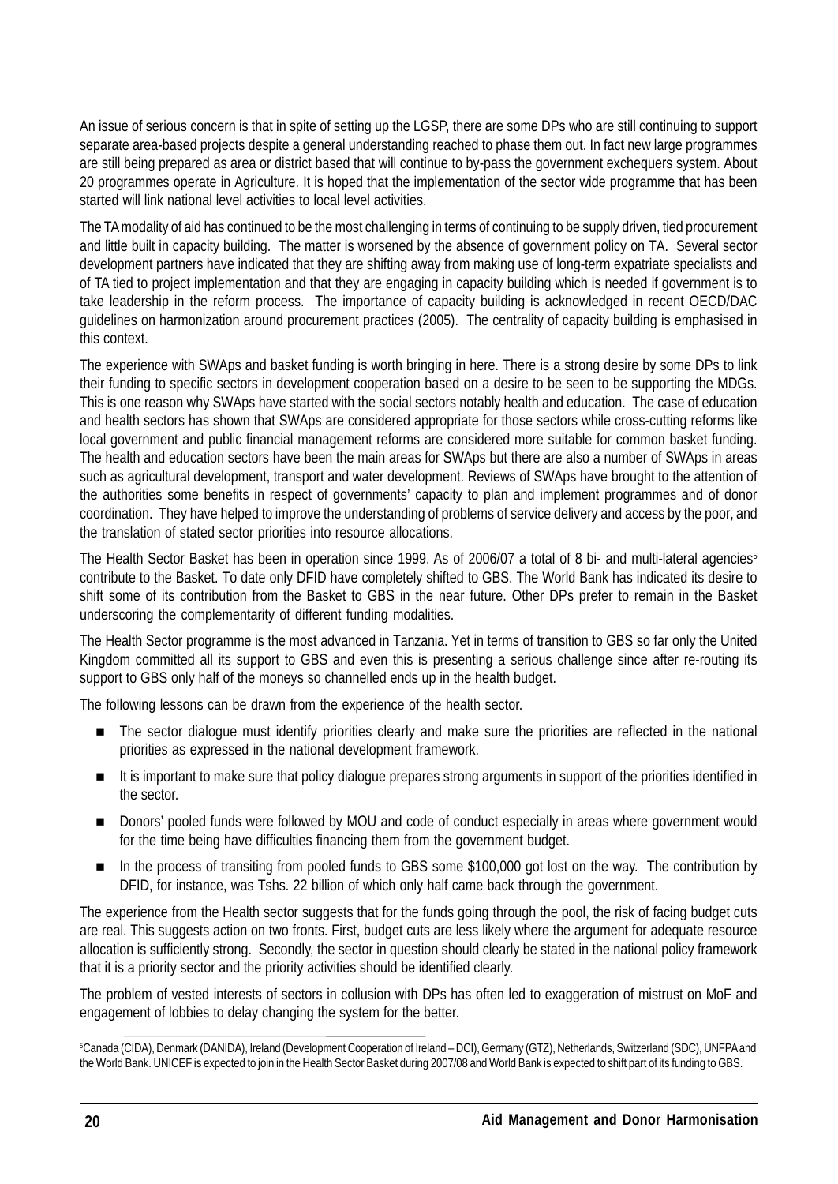An issue of serious concern is that in spite of setting up the LGSP, there are some DPs who are still continuing to support separate area-based projects despite a general understanding reached to phase them out. In fact new large programmes are still being prepared as area or district based that will continue to by-pass the government exchequers system. About 20 programmes operate in Agriculture. It is hoped that the implementation of the sector wide programme that has been started will link national level activities to local level activities.

The TA modality of aid has continued to be the most challenging in terms of continuing to be supply driven, tied procurement and little built in capacity building. The matter is worsened by the absence of government policy on TA. Several sector development partners have indicated that they are shifting away from making use of long-term expatriate specialists and of TA tied to project implementation and that they are engaging in capacity building which is needed if government is to take leadership in the reform process. The importance of capacity building is acknowledged in recent OECD/DAC guidelines on harmonization around procurement practices (2005). The centrality of capacity building is emphasised in this context.

The experience with SWAps and basket funding is worth bringing in here. There is a strong desire by some DPs to link their funding to specific sectors in development cooperation based on a desire to be seen to be supporting the MDGs. This is one reason why SWAps have started with the social sectors notably health and education. The case of education and health sectors has shown that SWAps are considered appropriate for those sectors while cross-cutting reforms like local government and public financial management reforms are considered more suitable for common basket funding. The health and education sectors have been the main areas for SWAps but there are also a number of SWAps in areas such as agricultural development, transport and water development. Reviews of SWAps have brought to the attention of the authorities some benefits in respect of governments' capacity to plan and implement programmes and of donor coordination. They have helped to improve the understanding of problems of service delivery and access by the poor, and the translation of stated sector priorities into resource allocations.

The Health Sector Basket has been in operation since 1999. As of 2006/07 a total of 8 bi- and multi-lateral agencies[5] contribute to the Basket. To date only DFID have completely shifted to GBS. The World Bank has indicated its desire to shift some of its contribution from the Basket to GBS in the near future. Other DPs prefer to remain in the Basket underscoring the complementarity of different funding modalities.

The Health Sector programme is the most advanced in Tanzania. Yet in terms of transition to GBS so far only the United Kingdom committed all its support to GBS and even this is presenting a serious challenge since after re-routing its support to GBS only half of the moneys so channelled ends up in the health budget.

The following lessons can be drawn from the experience of the health sector.

- The sector dialogue must identify priorities clearly and make sure the priorities are reflected in the national priorities as expressed in the national development framework.
- It is important to make sure that policy dialogue prepares strong arguments in support of the priorities identified in the sector.
- Donors' pooled funds were followed by MOU and code of conduct especially in areas where government would for the time being have difficulties financing them from the government budget.
- In the process of transiting from pooled funds to GBS some $100,000 got lost on the way. The contribution by DFID, for instance, was Tshs. 22 billion of which only half came back through the government.

The experience from the Health sector suggests that for the funds going through the pool, the risk of facing budget cuts are real. This suggests action on two fronts. First, budget cuts are less likely where the argument for adequate resource allocation is sufficiently strong. Secondly, the sector in question should clearly be stated in the national policy framework that it is a priority sector and the priority activities should be identified clearly.

The problem of vested interests of sectors in collusion with DPs has often led to exaggeration of mistrust on MoF and engagement of lobbies to delay changing the system for the better.

[5] Canada (CIDA), Denmark (DANIDA), Ireland (Development Cooperation of Ireland – DCI), Germany (GTZ), Netherlands, Switzerland (SDC), UNFPA and the World Bank. UNICEF is expected to join in the Health Sector Basket during 2007/08 and World Bank is expected to shift part of its funding to GBS.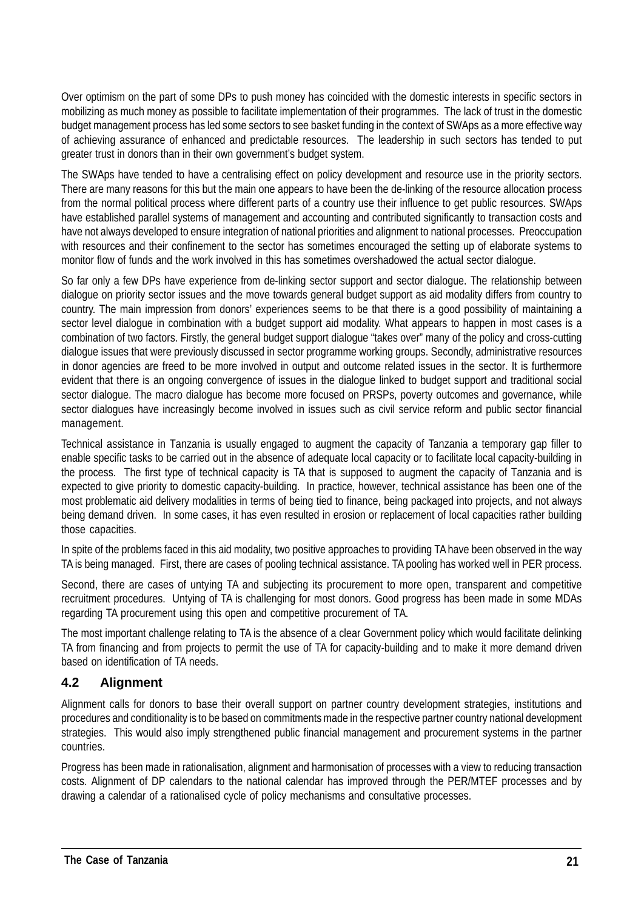Over optimism on the part of some DPs to push money has coincided with the domestic interests in specific sectors in mobilizing as much money as possible to facilitate implementation of their programmes. The lack of trust in the domestic budget management process has led some sectors to see basket funding in the context of SWAps as a more effective way of achieving assurance of enhanced and predictable resources. The leadership in such sectors has tended to put greater trust in donors than in their own government's budget system.

The SWAps have tended to have a centralising effect on policy development and resource use in the priority sectors. There are many reasons for this but the main one appears to have been the de-linking of the resource allocation process from the normal political process where different parts of a country use their influence to get public resources. SWAps have established parallel systems of management and accounting and contributed significantly to transaction costs and have not always developed to ensure integration of national priorities and alignment to national processes. Preoccupation with resources and their confinement to the sector has sometimes encouraged the setting up of elaborate systems to monitor flow of funds and the work involved in this has sometimes overshadowed the actual sector dialogue.

So far only a few DPs have experience from de-linking sector support and sector dialogue. The relationship between dialogue on priority sector issues and the move towards general budget support as aid modality differs from country to country. The main impression from donors' experiences seems to be that there is a good possibility of maintaining a sector level dialogue in combination with a budget support aid modality. What appears to happen in most cases is a combination of two factors. Firstly, the general budget support dialogue "takes over" many of the policy and cross-cutting dialogue issues that were previously discussed in sector programme working groups. Secondly, administrative resources in donor agencies are freed to be more involved in output and outcome related issues in the sector. It is furthermore evident that there is an ongoing convergence of issues in the dialogue linked to budget support and traditional social sector dialogue. The macro dialogue has become more focused on PRSPs, poverty outcomes and governance, while sector dialogues have increasingly become involved in issues such as civil service reform and public sector financial management.

Technical assistance in Tanzania is usually engaged to augment the capacity of Tanzania a temporary gap filler to enable specific tasks to be carried out in the absence of adequate local capacity or to facilitate local capacity-building in the process. The first type of technical capacity is TA that is supposed to augment the capacity of Tanzania and is expected to give priority to domestic capacity-building. In practice, however, technical assistance has been one of the most problematic aid delivery modalities in terms of being tied to finance, being packaged into projects, and not always being demand driven. In some cases, it has even resulted in erosion or replacement of local capacities rather building those capacities.

In spite of the problems faced in this aid modality, two positive approaches to providing TA have been observed in the way TA is being managed. First, there are cases of pooling technical assistance. TA pooling has worked well in PER process.

Second, there are cases of untying TA and subjecting its procurement to more open, transparent and competitive recruitment procedures. Untying of TA is challenging for most donors. Good progress has been made in some MDAs regarding TA procurement using this open and competitive procurement of TA.

The most important challenge relating to TA is the absence of a clear Government policy which would facilitate delinking TA from financing and from projects to permit the use of TA for capacity-building and to make it more demand driven based on identification of TA needs.

## 4.2 Alignment

Alignment calls for donors to base their overall support on partner country development strategies, institutions and procedures and conditionality is to be based on commitments made in the respective partner country national development strategies. This would also imply strengthened public financial management and procurement systems in the partner countries.

Progress has been made in rationalisation, alignment and harmonisation of processes with a view to reducing transaction costs. Alignment of DP calendars to the national calendar has improved through the PER/MTEF processes and by drawing a calendar of a rationalised cycle of policy mechanisms and consultative processes.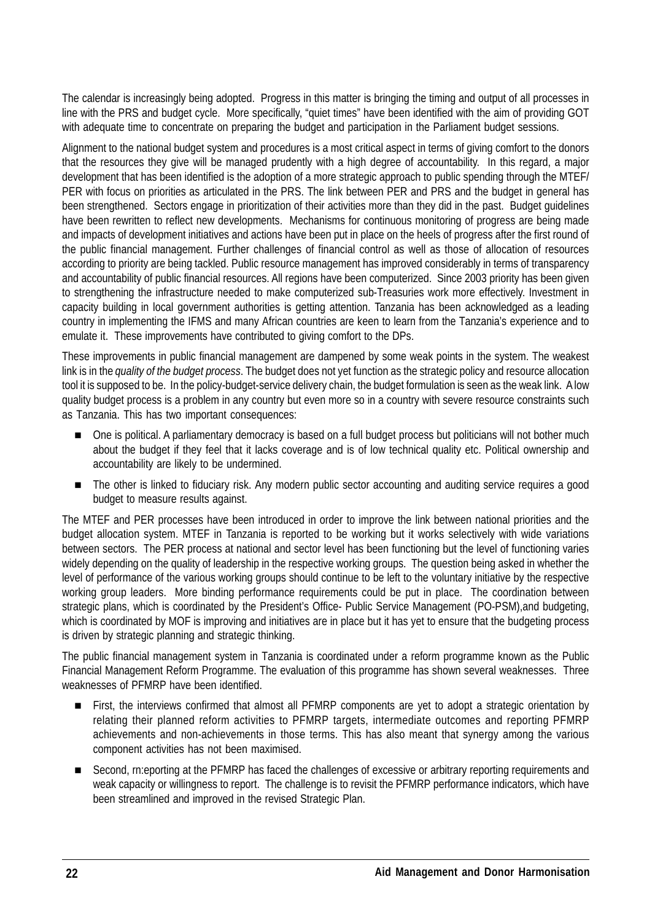The calendar is increasingly being adopted. Progress in this matter is bringing the timing and output of all processes in line with the PRS and budget cycle. More specifically, "quiet times" have been identified with the aim of providing GOT with adequate time to concentrate on preparing the budget and participation in the Parliament budget sessions.

Alignment to the national budget system and procedures is a most critical aspect in terms of giving comfort to the donors that the resources they give will be managed prudently with a high degree of accountability. In this regard, a major development that has been identified is the adoption of a more strategic approach to public spending through the MTEF/ PER with focus on priorities as articulated in the PRS. The link between PER and PRS and the budget in general has been strengthened. Sectors engage in prioritization of their activities more than they did in the past. Budget guidelines have been rewritten to reflect new developments. Mechanisms for continuous monitoring of progress are being made and impacts of development initiatives and actions have been put in place on the heels of progress after the first round of the public financial management. Further challenges of financial control as well as those of allocation of resources according to priority are being tackled. Public resource management has improved considerably in terms of transparency and accountability of public financial resources. All regions have been computerized. Since 2003 priority has been given to strengthening the infrastructure needed to make computerized sub-Treasuries work more effectively. Investment in capacity building in local government authorities is getting attention. Tanzania has been acknowledged as a leading country in implementing the IFMS and many African countries are keen to learn from the Tanzania's experience and to emulate it. These improvements have contributed to giving comfort to the DPs.

These improvements in public financial management are dampened by some weak points in the system. The weakest link is in the *quality of the budget process*. The budget does not yet function as the strategic policy and resource allocation tool it is supposed to be. In the policy-budget-service delivery chain, the budget formulation is seen as the weak link. A low quality budget process is a problem in any country but even more so in a country with severe resource constraints such as Tanzania. This has two important consequences:

- One is political. A parliamentary democracy is based on a full budget process but politicians will not bother much about the budget if they feel that it lacks coverage and is of low technical quality etc. Political ownership and accountability are likely to be undermined.
- The other is linked to fiduciary risk. Any modern public sector accounting and auditing service requires a good budget to measure results against.

The MTEF and PER processes have been introduced in order to improve the link between national priorities and the budget allocation system. MTEF in Tanzania is reported to be working but it works selectively with wide variations between sectors. The PER process at national and sector level has been functioning but the level of functioning varies widely depending on the quality of leadership in the respective working groups. The question being asked in whether the level of performance of the various working groups should continue to be left to the voluntary initiative by the respective working group leaders. More binding performance requirements could be put in place. The coordination between strategic plans, which is coordinated by the President's Office- Public Service Management (PO-PSM),and budgeting, which is coordinated by MOF is improving and initiatives are in place but it has yet to ensure that the budgeting process is driven by strategic planning and strategic thinking.

The public financial management system in Tanzania is coordinated under a reform programme known as the Public Financial Management Reform Programme. The evaluation of this programme has shown several weaknesses. Three weaknesses of PFMRP have been identified.

- First, the interviews confirmed that almost all PFMRP components are yet to adopt a strategic orientation by relating their planned reform activities to PFMRP targets, intermediate outcomes and reporting PFMRP achievements and non-achievements in those terms. This has also meant that synergy among the various component activities has not been maximised.
- Second, rn:eporting at the PFMRP has faced the challenges of excessive or arbitrary reporting requirements and weak capacity or willingness to report. The challenge is to revisit the PFMRP performance indicators, which have been streamlined and improved in the revised Strategic Plan.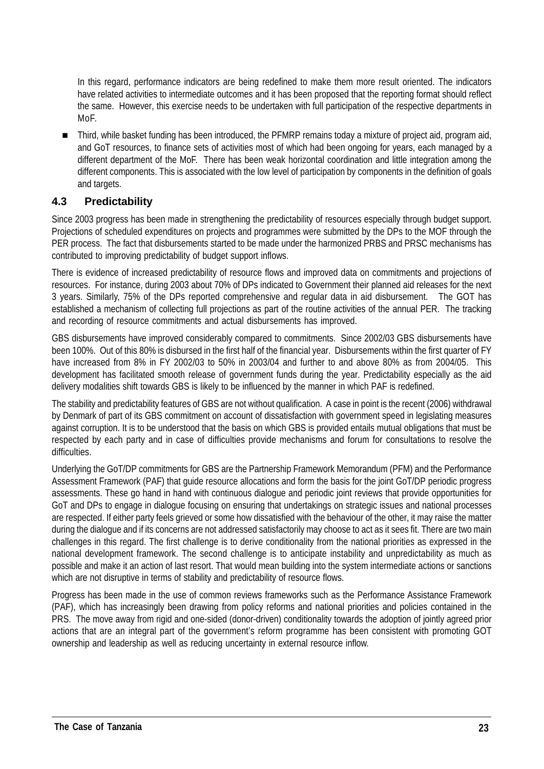In this regard, performance indicators are being redefined to make them more result oriented. The indicators have related activities to intermediate outcomes and it has been proposed that the reporting format should reflect the same. However, this exercise needs to be undertaken with full participation of the respective departments in MoF.

- Third, while basket funding has been introduced, the PFMRP remains today a mixture of project aid, program aid, and GoT resources, to finance sets of activities most of which had been ongoing for years, each managed by a different department of the MoF. There has been weak horizontal coordination and little integration among the different components. This is associated with the low level of participation by components in the definition of goals and targets.

## 4.3 Predictability

Since 2003 progress has been made in strengthening the predictability of resources especially through budget support. Projections of scheduled expenditures on projects and programmes were submitted by the DPs to the MOF through the PER process. The fact that disbursements started to be made under the harmonized PRBS and PRSC mechanisms has contributed to improving predictability of budget support inflows.

There is evidence of increased predictability of resource flows and improved data on commitments and projections of resources. For instance, during 2003 about 70% of DPs indicated to Government their planned aid releases for the next 3 years. Similarly, 75% of the DPs reported comprehensive and regular data in aid disbursement. The GOT has established a mechanism of collecting full projections as part of the routine activities of the annual PER. The tracking and recording of resource commitments and actual disbursements has improved.

GBS disbursements have improved considerably compared to commitments. Since 2002/03 GBS disbursements have been 100%. Out of this 80% is disbursed in the first half of the financial year. Disbursements within the first quarter of FY have increased from 8% in FY 2002/03 to 50% in 2003/04 and further to and above 80% as from 2004/05. This development has facilitated smooth release of government funds during the year. Predictability especially as the aid delivery modalities shift towards GBS is likely to be influenced by the manner in which PAF is redefined.

The stability and predictability features of GBS are not without qualification. A case in point is the recent (2006) withdrawal by Denmark of part of its GBS commitment on account of dissatisfaction with government speed in legislating measures against corruption. It is to be understood that the basis on which GBS is provided entails mutual obligations that must be respected by each party and in case of difficulties provide mechanisms and forum for consultations to resolve the difficulties.

Underlying the GoT/DP commitments for GBS are the Partnership Framework Memorandum (PFM) and the Performance Assessment Framework (PAF) that guide resource allocations and form the basis for the joint GoT/DP periodic progress assessments. These go hand in hand with continuous dialogue and periodic joint reviews that provide opportunities for GoT and DPs to engage in dialogue focusing on ensuring that undertakings on strategic issues and national processes are respected. If either party feels grieved or some how dissatisfied with the behaviour of the other, it may raise the matter during the dialogue and if its concerns are not addressed satisfactorily may choose to act as it sees fit. There are two main challenges in this regard. The first challenge is to derive conditionality from the national priorities as expressed in the national development framework. The second challenge is to anticipate instability and unpredictability as much as possible and make it an action of last resort. That would mean building into the system intermediate actions or sanctions which are not disruptive in terms of stability and predictability of resource flows.

Progress has been made in the use of common reviews frameworks such as the Performance Assistance Framework (PAF), which has increasingly been drawing from policy reforms and national priorities and policies contained in the PRS. The move away from rigid and one-sided (donor-driven) conditionality towards the adoption of jointly agreed prior actions that are an integral part of the government's reform programme has been consistent with promoting GOT ownership and leadership as well as reducing uncertainty in external resource inflow.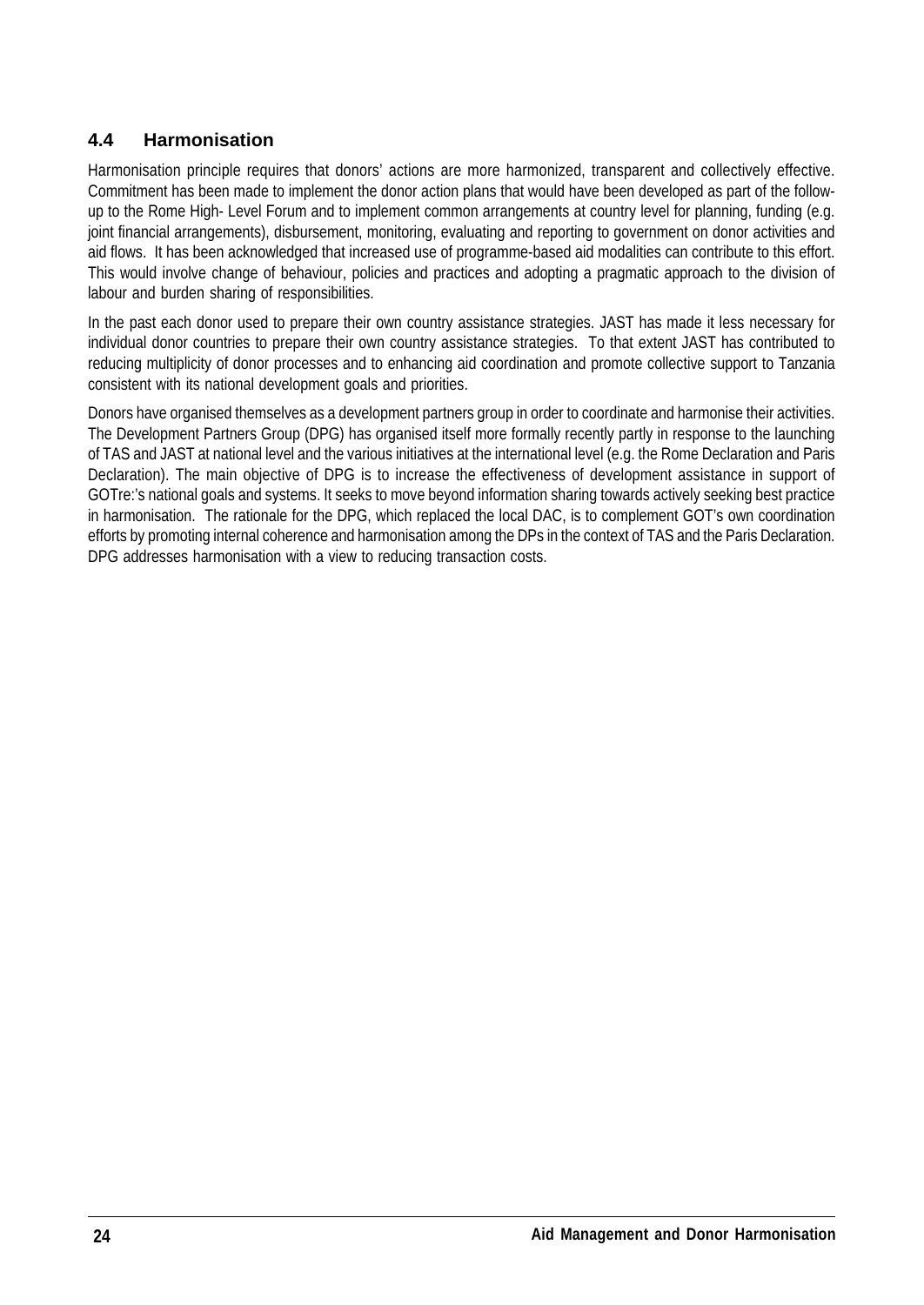## 4.4 Harmonisation

Harmonisation principle requires that donors' actions are more harmonized, transparent and collectively effective. Commitment has been made to implement the donor action plans that would have been developed as part of the follow-up to the Rome High- Level Forum and to implement common arrangements at country level for planning, funding (e.g. joint financial arrangements), disbursement, monitoring, evaluating and reporting to government on donor activities and aid flows. It has been acknowledged that increased use of programme-based aid modalities can contribute to this effort. This would involve change of behaviour, policies and practices and adopting a pragmatic approach to the division of labour and burden sharing of responsibilities.

In the past each donor used to prepare their own country assistance strategies. JAST has made it less necessary for individual donor countries to prepare their own country assistance strategies. To that extent JAST has contributed to reducing multiplicity of donor processes and to enhancing aid coordination and promote collective support to Tanzania consistent with its national development goals and priorities.

Donors have organised themselves as a development partners group in order to coordinate and harmonise their activities. The Development Partners Group (DPG) has organised itself more formally recently partly in response to the launching of TAS and JAST at national level and the various initiatives at the international level (e.g. the Rome Declaration and Paris Declaration). The main objective of DPG is to increase the effectiveness of development assistance in support of GOTre:'s national goals and systems. It seeks to move beyond information sharing towards actively seeking best practice in harmonisation. The rationale for the DPG, which replaced the local DAC, is to complement GOT's own coordination efforts by promoting internal coherence and harmonisation among the DPs in the context of TAS and the Paris Declaration. DPG addresses harmonisation with a view to reducing transaction costs.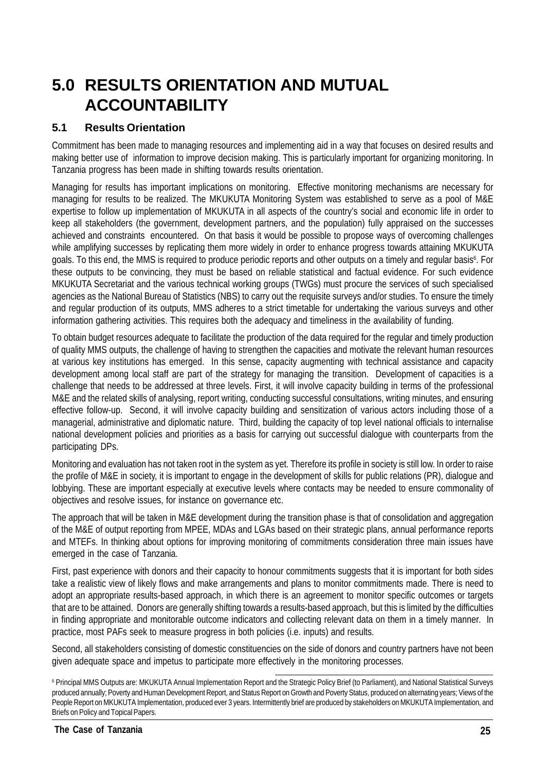# 5.0 RESULTS ORIENTATION AND MUTUAL ACCOUNTABILITY

## 5.1 Results Orientation

Commitment has been made to managing resources and implementing aid in a way that focuses on desired results and making better use of information to improve decision making. This is particularly important for organizing monitoring. In Tanzania progress has been made in shifting towards results orientation.

Managing for results has important implications on monitoring. Effective monitoring mechanisms are necessary for managing for results to be realized. The MKUKUTA Monitoring System was established to serve as a pool of M&E expertise to follow up implementation of MKUKUTA in all aspects of the country's social and economic life in order to keep all stakeholders (the government, development partners, and the population) fully appraised on the successes achieved and constraints encountered. On that basis it would be possible to propose ways of overcoming challenges while amplifying successes by replicating them more widely in order to enhance progress towards attaining MKUKUTA goals. To this end, the MMS is required to produce periodic reports and other outputs on a timely and regular basis[6]. For these outputs to be convincing, they must be based on reliable statistical and factual evidence. For such evidence MKUKUTA Secretariat and the various technical working groups (TWGs) must procure the services of such specialised agencies as the National Bureau of Statistics (NBS) to carry out the requisite surveys and/or studies. To ensure the timely and regular production of its outputs, MMS adheres to a strict timetable for undertaking the various surveys and other information gathering activities. This requires both the adequacy and timeliness in the availability of funding.

To obtain budget resources adequate to facilitate the production of the data required for the regular and timely production of quality MMS outputs, the challenge of having to strengthen the capacities and motivate the relevant human resources at various key institutions has emerged. In this sense, capacity augmenting with technical assistance and capacity development among local staff are part of the strategy for managing the transition. Development of capacities is a challenge that needs to be addressed at three levels. First, it will involve capacity building in terms of the professional M&E and the related skills of analysing, report writing, conducting successful consultations, writing minutes, and ensuring effective follow-up. Second, it will involve capacity building and sensitization of various actors including those of a managerial, administrative and diplomatic nature. Third, building the capacity of top level national officials to internalise national development policies and priorities as a basis for carrying out successful dialogue with counterparts from the participating DPs.

Monitoring and evaluation has not taken root in the system as yet. Therefore its profile in society is still low. In order to raise the profile of M&E in society, it is important to engage in the development of skills for public relations (PR), dialogue and lobbying. These are important especially at executive levels where contacts may be needed to ensure commonality of objectives and resolve issues, for instance on governance etc.

The approach that will be taken in M&E development during the transition phase is that of consolidation and aggregation of the M&E of output reporting from MPEE, MDAs and LGAs based on their strategic plans, annual performance reports and MTEFs. In thinking about options for improving monitoring of commitments consideration three main issues have emerged in the case of Tanzania.

First, past experience with donors and their capacity to honour commitments suggests that it is important for both sides take a realistic view of likely flows and make arrangements and plans to monitor commitments made. There is need to adopt an appropriate results-based approach, in which there is an agreement to monitor specific outcomes or targets that are to be attained. Donors are generally shifting towards a results-based approach, but this is limited by the difficulties in finding appropriate and monitorable outcome indicators and collecting relevant data on them in a timely manner. In practice, most PAFs seek to measure progress in both policies (i.e. inputs) and results.

Second, all stakeholders consisting of domestic constituencies on the side of donors and country partners have not been given adequate space and impetus to participate more effectively in the monitoring processes.

---

[6] Principal MMS Outputs are: MKUKUTA Annual Implementation Report and the Strategic Policy Brief (to Parliament), and National Statistical Surveys produced annually; Poverty and Human Development Report, and Status Report on Growth and Poverty Status, produced on alternating years; Views of the People Report on MKUKUTA Implementation, produced ever 3 years. Intermittently brief are produced by stakeholders on MKUKUTA Implementation, and Briefs on Policy and Topical Papers.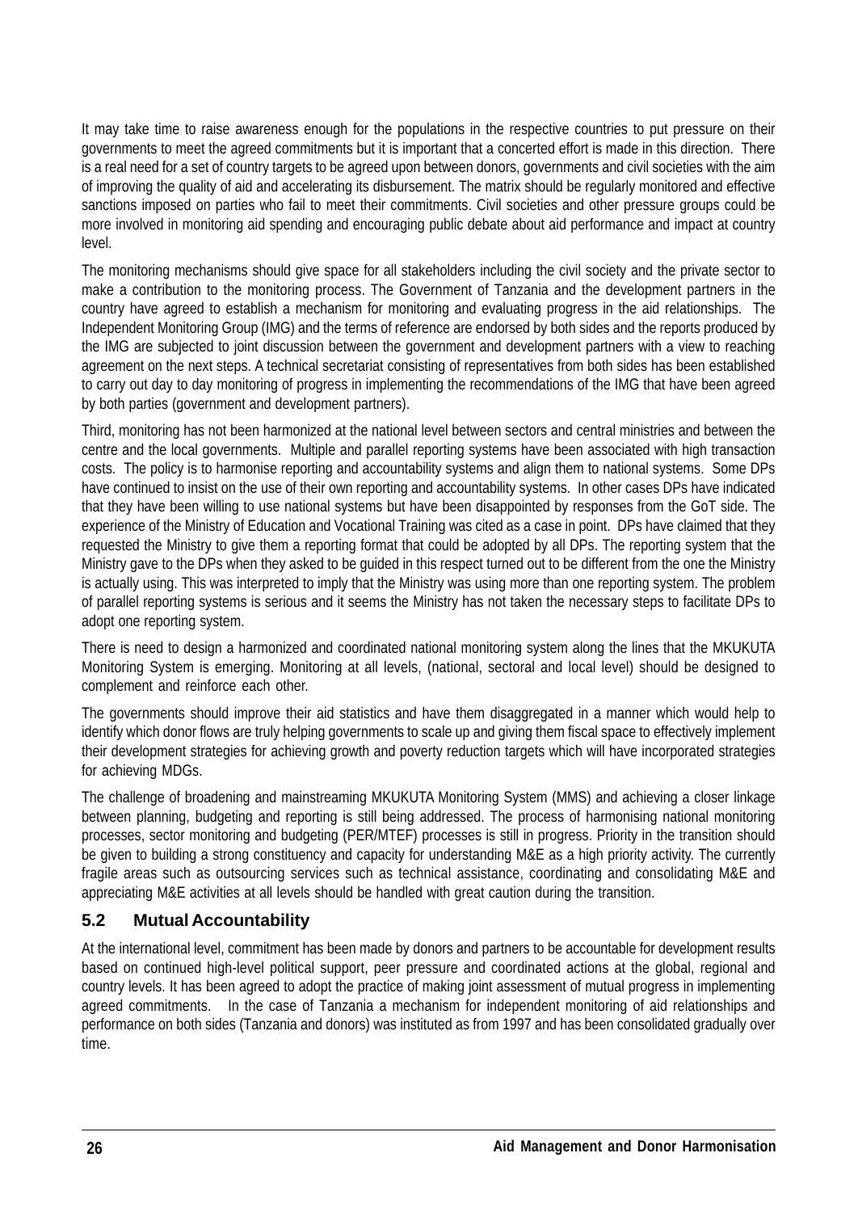It may take time to raise awareness enough for the populations in the respective countries to put pressure on their governments to meet the agreed commitments but it is important that a concerted effort is made in this direction. There is a real need for a set of country targets to be agreed upon between donors, governments and civil societies with the aim of improving the quality of aid and accelerating its disbursement. The matrix should be regularly monitored and effective sanctions imposed on parties who fail to meet their commitments. Civil societies and other pressure groups could be more involved in monitoring aid spending and encouraging public debate about aid performance and impact at country level.

The monitoring mechanisms should give space for all stakeholders including the civil society and the private sector to make a contribution to the monitoring process. The Government of Tanzania and the development partners in the country have agreed to establish a mechanism for monitoring and evaluating progress in the aid relationships. The Independent Monitoring Group (IMG) and the terms of reference are endorsed by both sides and the reports produced by the IMG are subjected to joint discussion between the government and development partners with a view to reaching agreement on the next steps. A technical secretariat consisting of representatives from both sides has been established to carry out day to day monitoring of progress in implementing the recommendations of the IMG that have been agreed by both parties (government and development partners).

Third, monitoring has not been harmonized at the national level between sectors and central ministries and between the centre and the local governments. Multiple and parallel reporting systems have been associated with high transaction costs. The policy is to harmonise reporting and accountability systems and align them to national systems. Some DPs have continued to insist on the use of their own reporting and accountability systems. In other cases DPs have indicated that they have been willing to use national systems but have been disappointed by responses from the GoT side. The experience of the Ministry of Education and Vocational Training was cited as a case in point. DPs have claimed that they requested the Ministry to give them a reporting format that could be adopted by all DPs. The reporting system that the Ministry gave to the DPs when they asked to be guided in this respect turned out to be different from the one the Ministry is actually using. This was interpreted to imply that the Ministry was using more than one reporting system. The problem of parallel reporting systems is serious and it seems the Ministry has not taken the necessary steps to facilitate DPs to adopt one reporting system.

There is need to design a harmonized and coordinated national monitoring system along the lines that the MKUKUTA Monitoring System is emerging. Monitoring at all levels, (national, sectoral and local level) should be designed to complement and reinforce each other.

The governments should improve their aid statistics and have them disaggregated in a manner which would help to identify which donor flows are truly helping governments to scale up and giving them fiscal space to effectively implement their development strategies for achieving growth and poverty reduction targets which will have incorporated strategies for achieving MDGs.

The challenge of broadening and mainstreaming MKUKUTA Monitoring System (MMS) and achieving a closer linkage between planning, budgeting and reporting is still being addressed. The process of harmonising national monitoring processes, sector monitoring and budgeting (PER/MTEF) processes is still in progress. Priority in the transition should be given to building a strong constituency and capacity for understanding M&E as a high priority activity. The currently fragile areas such as outsourcing services such as technical assistance, coordinating and consolidating M&E and appreciating M&E activities at all levels should be handled with great caution during the transition.

## 5.2 Mutual Accountability

At the international level, commitment has been made by donors and partners to be accountable for development results based on continued high-level political support, peer pressure and coordinated actions at the global, regional and country levels. It has been agreed to adopt the practice of making joint assessment of mutual progress in implementing agreed commitments. In the case of Tanzania a mechanism for independent monitoring of aid relationships and performance on both sides (Tanzania and donors) was instituted as from 1997 and has been consolidated gradually over time.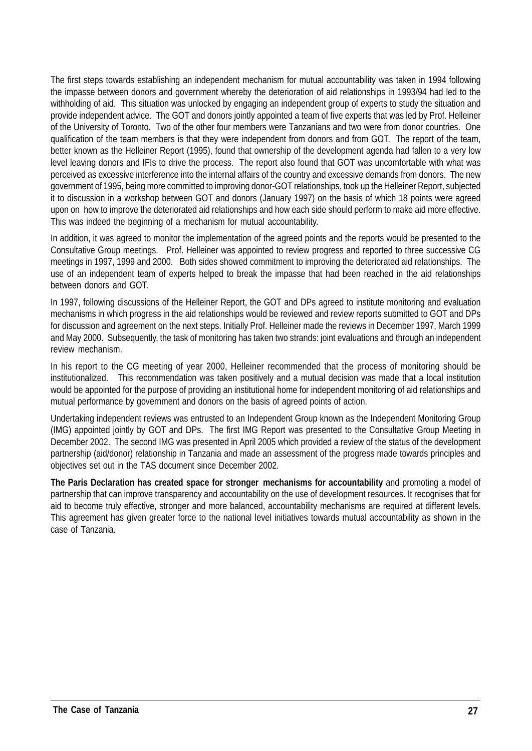The first steps towards establishing an independent mechanism for mutual accountability was taken in 1994 following the impasse between donors and government whereby the deterioration of aid relationships in 1993/94 had led to the withholding of aid. This situation was unlocked by engaging an independent group of experts to study the situation and provide independent advice. The GOT and donors jointly appointed a team of five experts that was led by Prof. Helleiner of the University of Toronto. Two of the other four members were Tanzanians and two were from donor countries. One qualification of the team members is that they were independent from donors and from GOT. The report of the team, better known as the Helleiner Report (1995), found that ownership of the development agenda had fallen to a very low level leaving donors and IFIs to drive the process. The report also found that GOT was uncomfortable with what was perceived as excessive interference into the internal affairs of the country and excessive demands from donors. The new government of 1995, being more committed to improving donor-GOT relationships, took up the Helleiner Report, subjected it to discussion in a workshop between GOT and donors (January 1997) on the basis of which 18 points were agreed upon on how to improve the deteriorated aid relationships and how each side should perform to make aid more effective. This was indeed the beginning of a mechanism for mutual accountability.

In addition, it was agreed to monitor the implementation of the agreed points and the reports would be presented to the Consultative Group meetings. Prof. Helleiner was appointed to review progress and reported to three successive CG meetings in 1997, 1999 and 2000. Both sides showed commitment to improving the deteriorated aid relationships. The use of an independent team of experts helped to break the impasse that had been reached in the aid relationships between donors and GOT.

In 1997, following discussions of the Helleiner Report, the GOT and DPs agreed to institute monitoring and evaluation mechanisms in which progress in the aid relationships would be reviewed and review reports submitted to GOT and DPs for discussion and agreement on the next steps. Initially Prof. Helleiner made the reviews in December 1997, March 1999 and May 2000. Subsequently, the task of monitoring has taken two strands: joint evaluations and through an independent review mechanism.

In his report to the CG meeting of year 2000, Helleiner recommended that the process of monitoring should be institutionalized. This recommendation was taken positively and a mutual decision was made that a local institution would be appointed for the purpose of providing an institutional home for independent monitoring of aid relationships and mutual performance by government and donors on the basis of agreed points of action.

Undertaking independent reviews was entrusted to an Independent Group known as the Independent Monitoring Group (IMG) appointed jointly by GOT and DPs. The first IMG Report was presented to the Consultative Group Meeting in December 2002. The second IMG was presented in April 2005 which provided a review of the status of the development partnership (aid/donor) relationship in Tanzania and made an assessment of the progress made towards principles and objectives set out in the TAS document since December 2002.

**The Paris Declaration has created space for stronger mechanisms for accountability** and promoting a model of partnership that can improve transparency and accountability on the use of development resources. It recognises that for aid to become truly effective, stronger and more balanced, accountability mechanisms are required at different levels. This agreement has given greater force to the national level initiatives towards mutual accountability as shown in the case of Tanzania.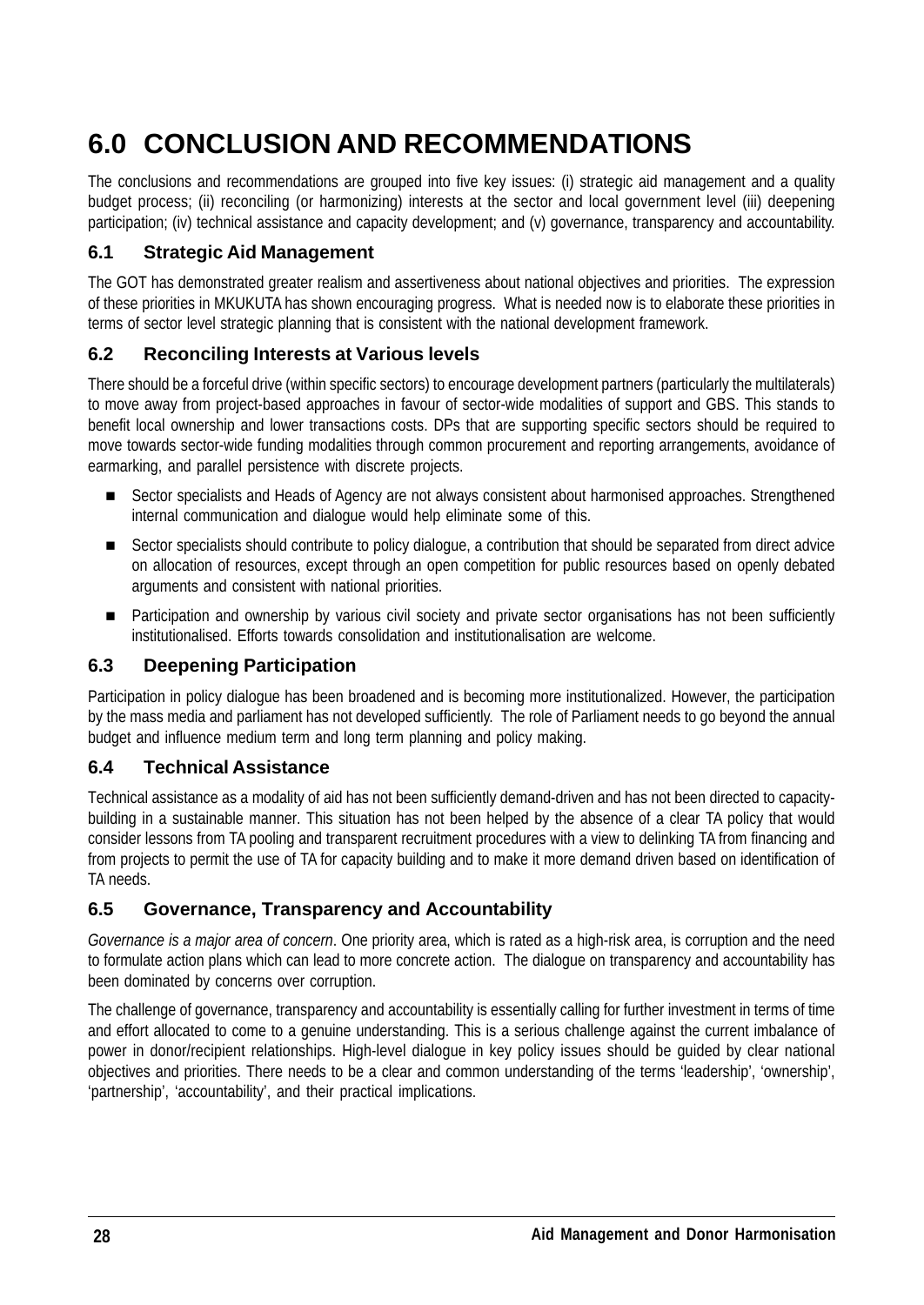# 6.0 CONCLUSION AND RECOMMENDATIONS

The conclusions and recommendations are grouped into five key issues: (i) strategic aid management and a quality budget process; (ii) reconciling (or harmonizing) interests at the sector and local government level (iii) deepening participation; (iv) technical assistance and capacity development; and (v) governance, transparency and accountability.

## 6.1 Strategic Aid Management

The GOT has demonstrated greater realism and assertiveness about national objectives and priorities. The expression of these priorities in MKUKUTA has shown encouraging progress. What is needed now is to elaborate these priorities in terms of sector level strategic planning that is consistent with the national development framework.

## 6.2 Reconciling Interests at Various levels

There should be a forceful drive (within specific sectors) to encourage development partners (particularly the multilaterals) to move away from project-based approaches in favour of sector-wide modalities of support and GBS. This stands to benefit local ownership and lower transactions costs. DPs that are supporting specific sectors should be required to move towards sector-wide funding modalities through common procurement and reporting arrangements, avoidance of earmarking, and parallel persistence with discrete projects.

- Sector specialists and Heads of Agency are not always consistent about harmonised approaches. Strengthened internal communication and dialogue would help eliminate some of this.
- Sector specialists should contribute to policy dialogue, a contribution that should be separated from direct advice on allocation of resources, except through an open competition for public resources based on openly debated arguments and consistent with national priorities.
- Participation and ownership by various civil society and private sector organisations has not been sufficiently institutionalised. Efforts towards consolidation and institutionalisation are welcome.

## 6.3 Deepening Participation

Participation in policy dialogue has been broadened and is becoming more institutionalized. However, the participation by the mass media and parliament has not developed sufficiently. The role of Parliament needs to go beyond the annual budget and influence medium term and long term planning and policy making.

## 6.4 Technical Assistance

Technical assistance as a modality of aid has not been sufficiently demand-driven and has not been directed to capacity-building in a sustainable manner. This situation has not been helped by the absence of a clear TA policy that would consider lessons from TA pooling and transparent recruitment procedures with a view to delinking TA from financing and from projects to permit the use of TA for capacity building and to make it more demand driven based on identification of TA needs.

## 6.5 Governance, Transparency and Accountability

*Governance is a major area of concern*. One priority area, which is rated as a high-risk area, is corruption and the need to formulate action plans which can lead to more concrete action. The dialogue on transparency and accountability has been dominated by concerns over corruption.

The challenge of governance, transparency and accountability is essentially calling for further investment in terms of time and effort allocated to come to a genuine understanding. This is a serious challenge against the current imbalance of power in donor/recipient relationships. High-level dialogue in key policy issues should be guided by clear national objectives and priorities. There needs to be a clear and common understanding of the terms 'leadership', 'ownership', 'partnership', 'accountability', and their practical implications.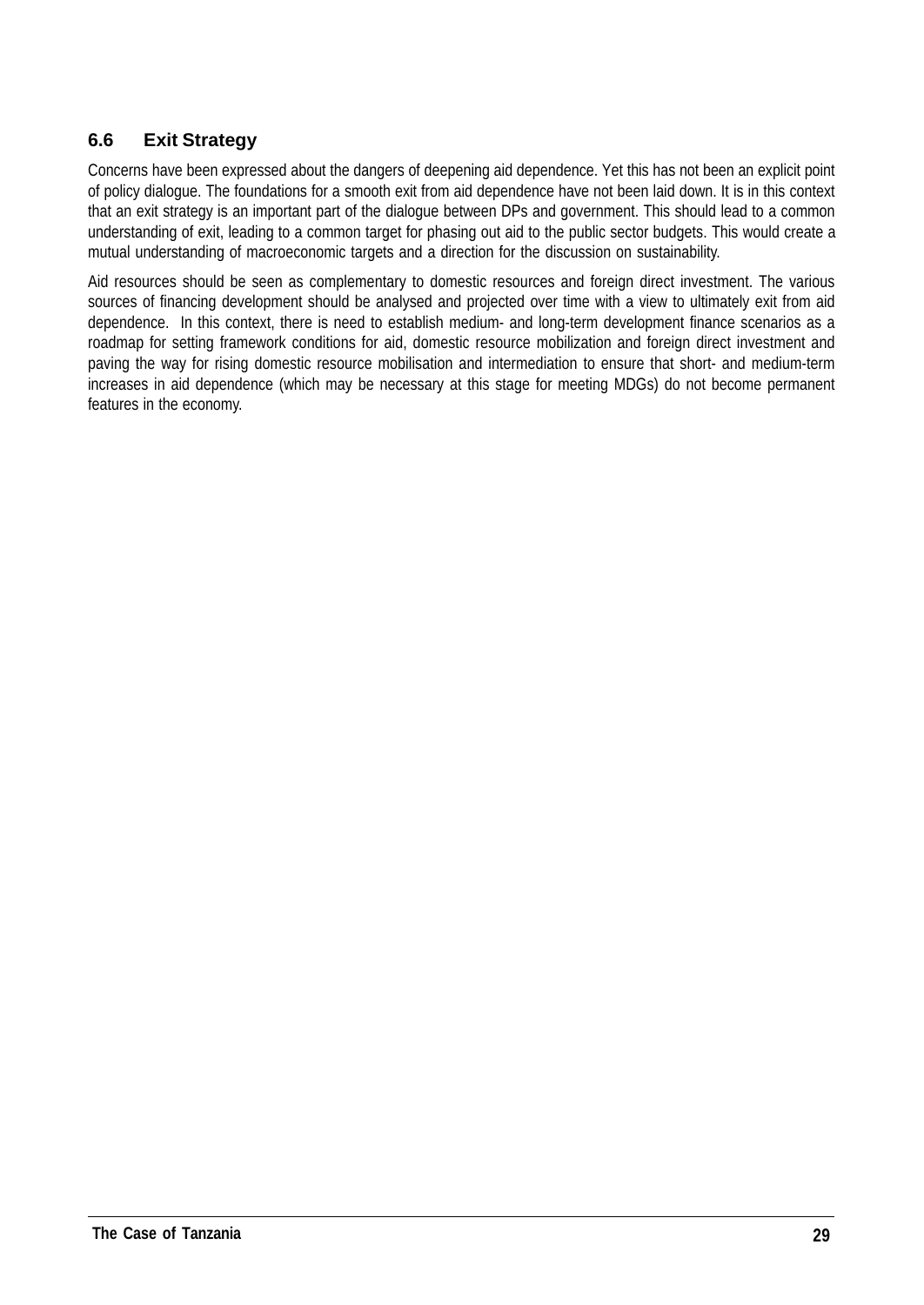### 6.6 Exit Strategy

Concerns have been expressed about the dangers of deepening aid dependence. Yet this has not been an explicit point of policy dialogue. The foundations for a smooth exit from aid dependence have not been laid down. It is in this context that an exit strategy is an important part of the dialogue between DPs and government. This should lead to a common understanding of exit, leading to a common target for phasing out aid to the public sector budgets. This would create a mutual understanding of macroeconomic targets and a direction for the discussion on sustainability.

Aid resources should be seen as complementary to domestic resources and foreign direct investment. The various sources of financing development should be analysed and projected over time with a view to ultimately exit from aid dependence. In this context, there is need to establish medium- and long-term development finance scenarios as a roadmap for setting framework conditions for aid, domestic resource mobilization and foreign direct investment and paving the way for rising domestic resource mobilisation and intermediation to ensure that short- and medium-term increases in aid dependence (which may be necessary at this stage for meeting MDGs) do not become permanent features in the economy.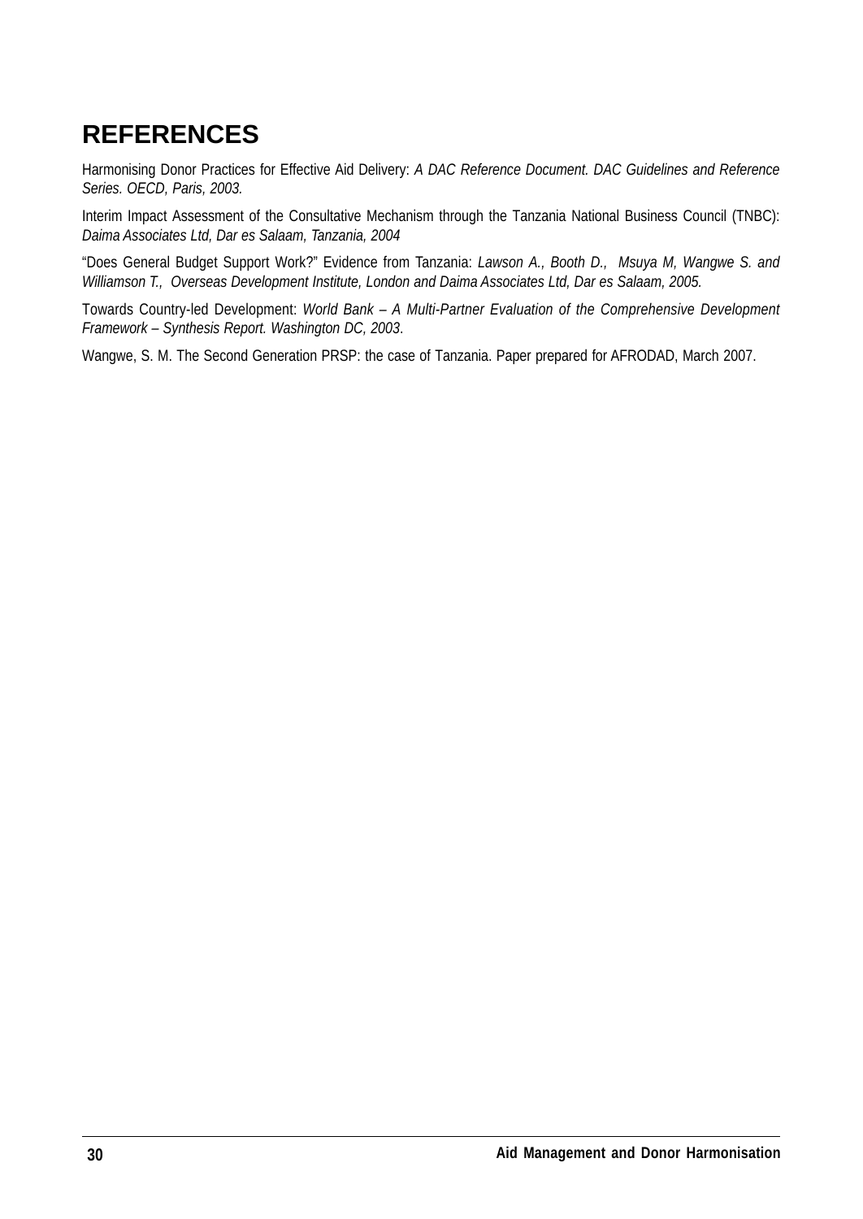# REFERENCES

Harmonising Donor Practices for Effective Aid Delivery: *A DAC Reference Document. DAC Guidelines and Reference Series. OECD, Paris, 2003.*

Interim Impact Assessment of the Consultative Mechanism through the Tanzania National Business Council (TNBC): *Daima Associates Ltd, Dar es Salaam, Tanzania, 2004*

"Does General Budget Support Work?" Evidence from Tanzania: *Lawson A., Booth D., Msuya M, Wangwe S. and Williamson T., Overseas Development Institute, London and Daima Associates Ltd, Dar es Salaam, 2005.*

Towards Country-led Development: *World Bank – A Multi-Partner Evaluation of the Comprehensive Development Framework – Synthesis Report. Washington DC, 2003*.

Wangwe, S. M. The Second Generation PRSP: the case of Tanzania. Paper prepared for AFRODAD, March 2007.